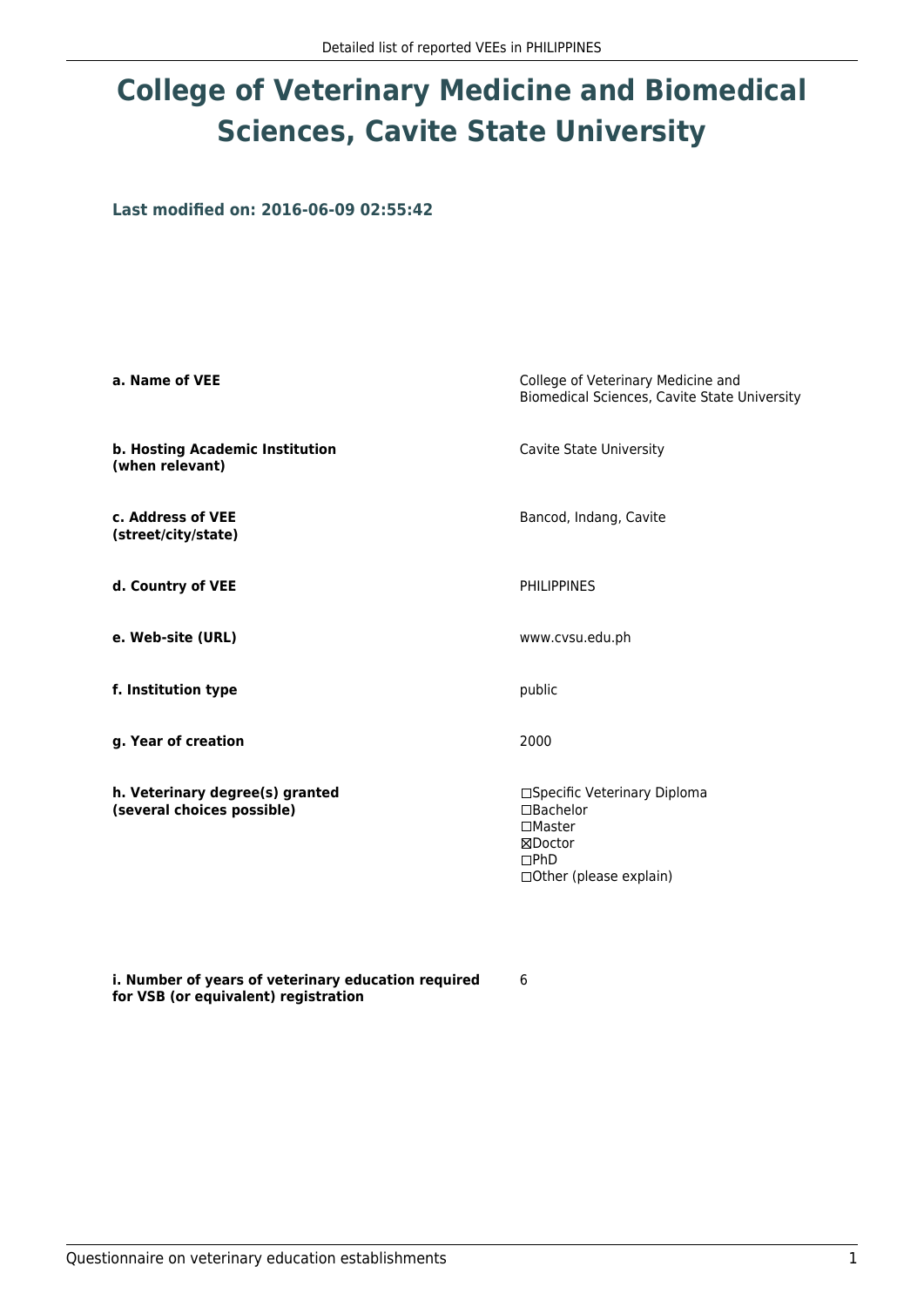# College of Veterinary Medicine and Biomedical Sciences, Cavite State University

**Last modified on: 2016-06-09 02:55:42**

| | |
|---|---|
| **a. Name of VEE** | College of Veterinary Medicine and Biomedical Sciences, Cavite State University |
| **b. Hosting Academic Institution (when relevant)** | Cavite State University |
| **c. Address of VEE (street/city/state)** | Bancod, Indang, Cavite |
| **d. Country of VEE** | PHILIPPINES |
| **e. Web-site (URL)** | www.cvsu.edu.ph |
| **f. Institution type** | public |
| **g. Year of creation** | 2000 |
| **h. Veterinary degree(s) granted (several choices possible)** | ☐Specific Veterinary Diploma<br>☐Bachelor<br>☐Master<br>☒Doctor<br>☐PhD<br>☐Other (please explain) |
| **i. Number of years of veterinary education required for VSB (or equivalent) registration** | 6 |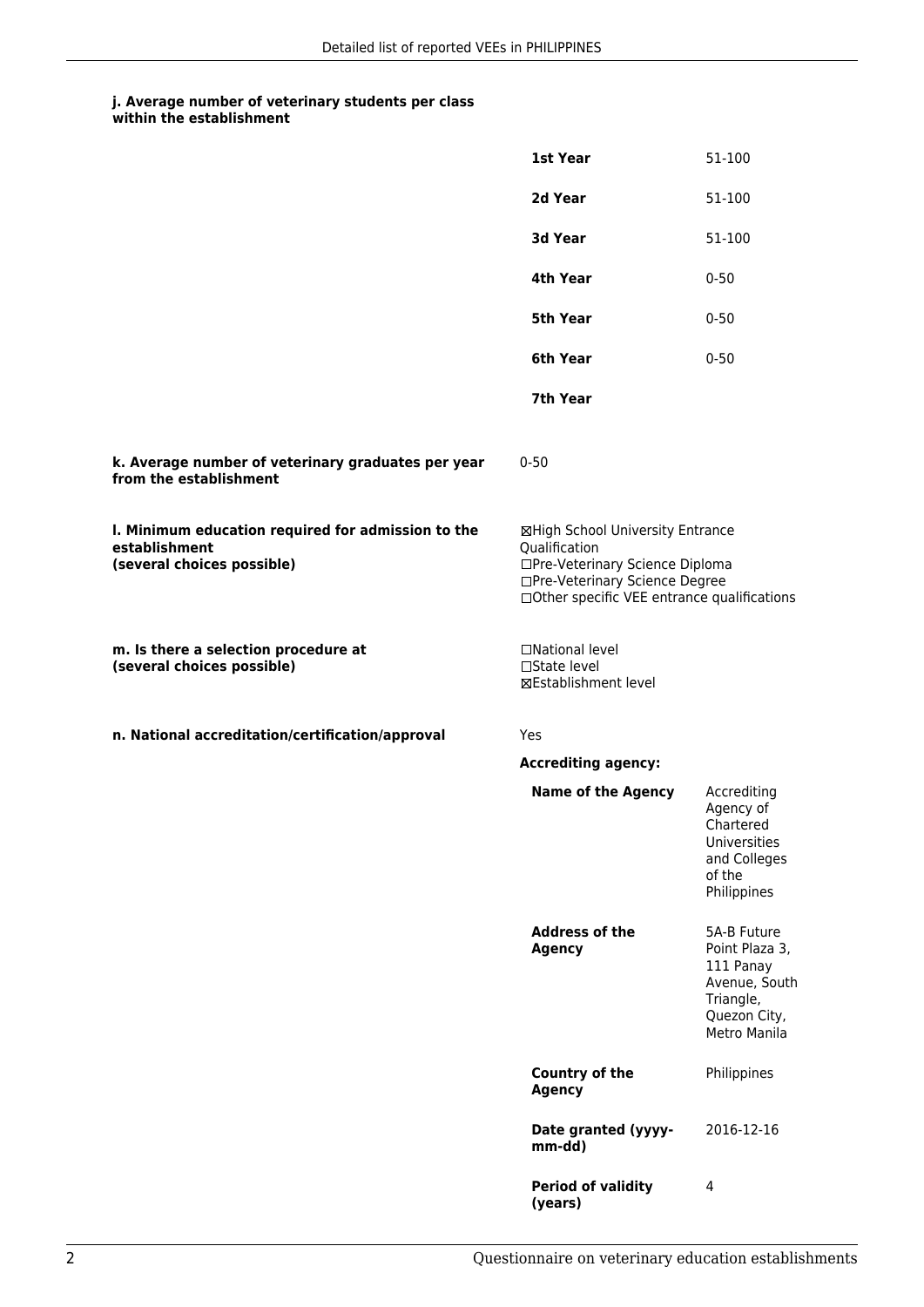**j. Average number of veterinary students per class within the establishment**

| | |
|---|---|
| **1st Year** | 51-100 |
| **2d Year** | 51-100 |
| **3d Year** | 51-100 |
| **4th Year** | 0-50 |
| **5th Year** | 0-50 |
| **6th Year** | 0-50 |
| **7th Year** | |

**k. Average number of veterinary graduates per year from the establishment**

0-50

**l. Minimum education required for admission to the establishment (several choices possible)**

☒High School University Entrance Qualification
☐Pre-Veterinary Science Diploma
☐Pre-Veterinary Science Degree
☐Other specific VEE entrance qualifications

**m. Is there a selection procedure at (several choices possible)**

☐National level
☐State level
☒Establishment level

**n. National accreditation/certification/approval**

Yes

**Accrediting agency:**

| | |
|---|---|
| **Name of the Agency** | Accrediting Agency of Chartered Universities and Colleges of the Philippines |
| **Address of the Agency** | 5A-B Future Point Plaza 3, 111 Panay Avenue, South Triangle, Quezon City, Metro Manila |
| **Country of the Agency** | Philippines |
| **Date granted (yyyy-mm-dd)** | 2016-12-16 |
| **Period of validity (years)** | 4 |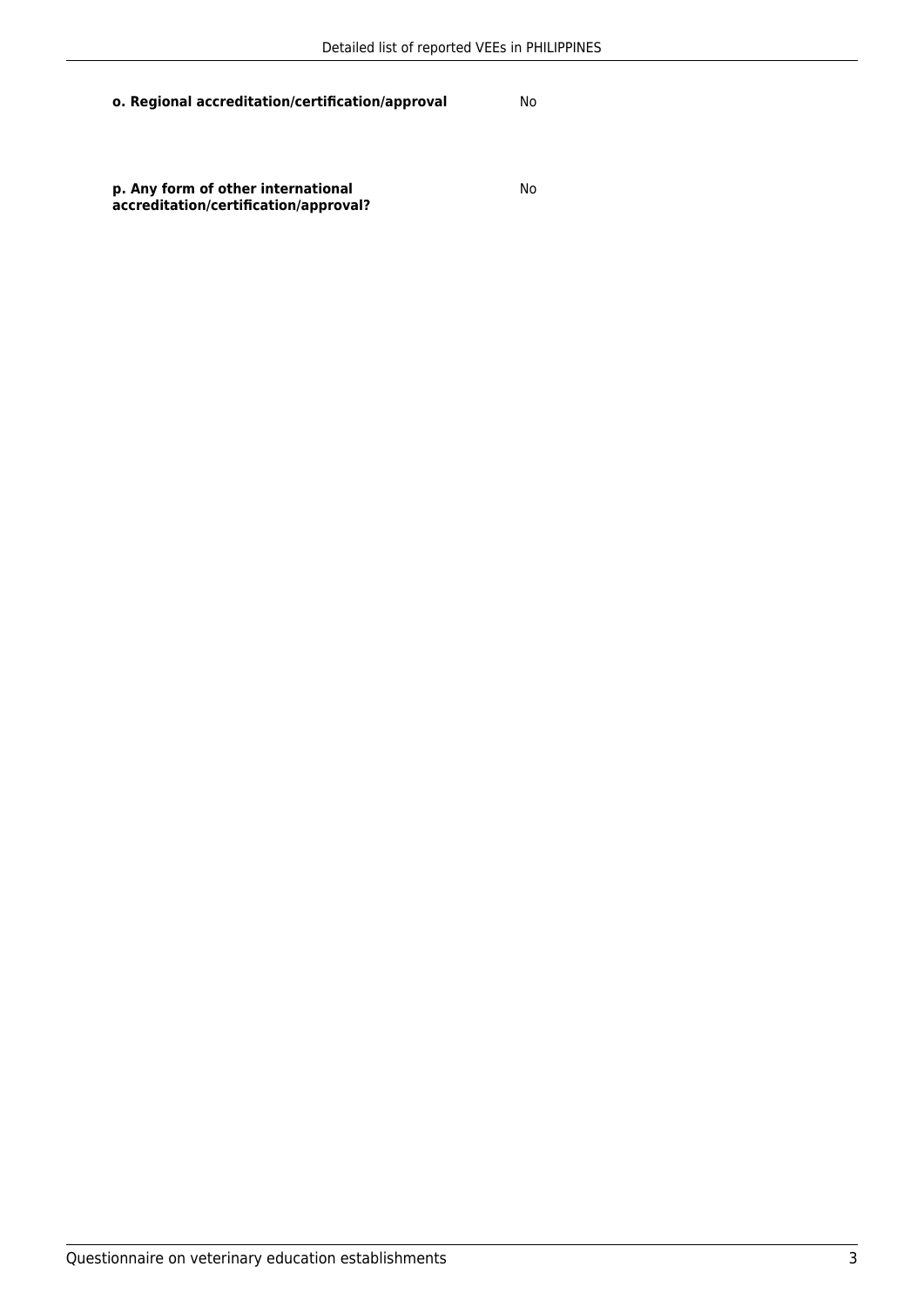| | |
|---|---|
| **o. Regional accreditation/certification/approval** | No |
| **p. Any form of other international accreditation/certification/approval?** | No |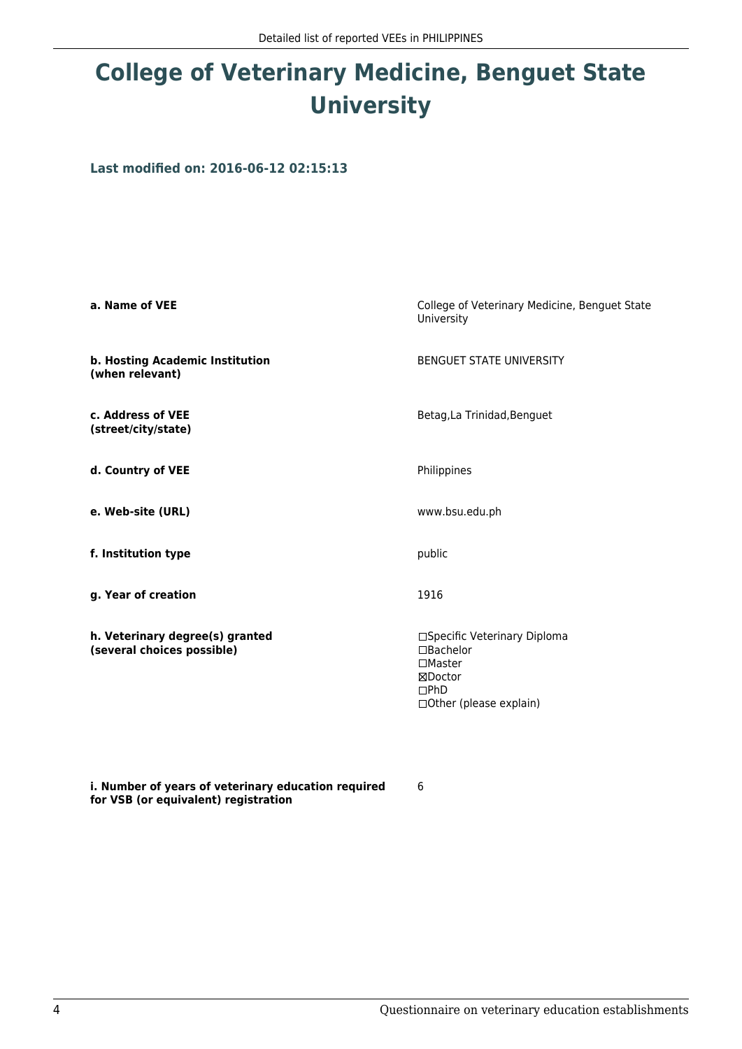# College of Veterinary Medicine, Benguet State University

**Last modified on: 2016-06-12 02:15:13**

| | |
|---|---|
| **a. Name of VEE** | College of Veterinary Medicine, Benguet State University |
| **b. Hosting Academic Institution (when relevant)** | BENGUET STATE UNIVERSITY |
| **c. Address of VEE (street/city/state)** | Betag,La Trinidad,Benguet |
| **d. Country of VEE** | Philippines |
| **e. Web-site (URL)** | www.bsu.edu.ph |
| **f. Institution type** | public |
| **g. Year of creation** | 1916 |
| **h. Veterinary degree(s) granted (several choices possible)** | ☐Specific Veterinary Diploma<br>☐Bachelor<br>☐Master<br>☒Doctor<br>☐PhD<br>☐Other (please explain) |
| **i. Number of years of veterinary education required for VSB (or equivalent) registration** | 6 |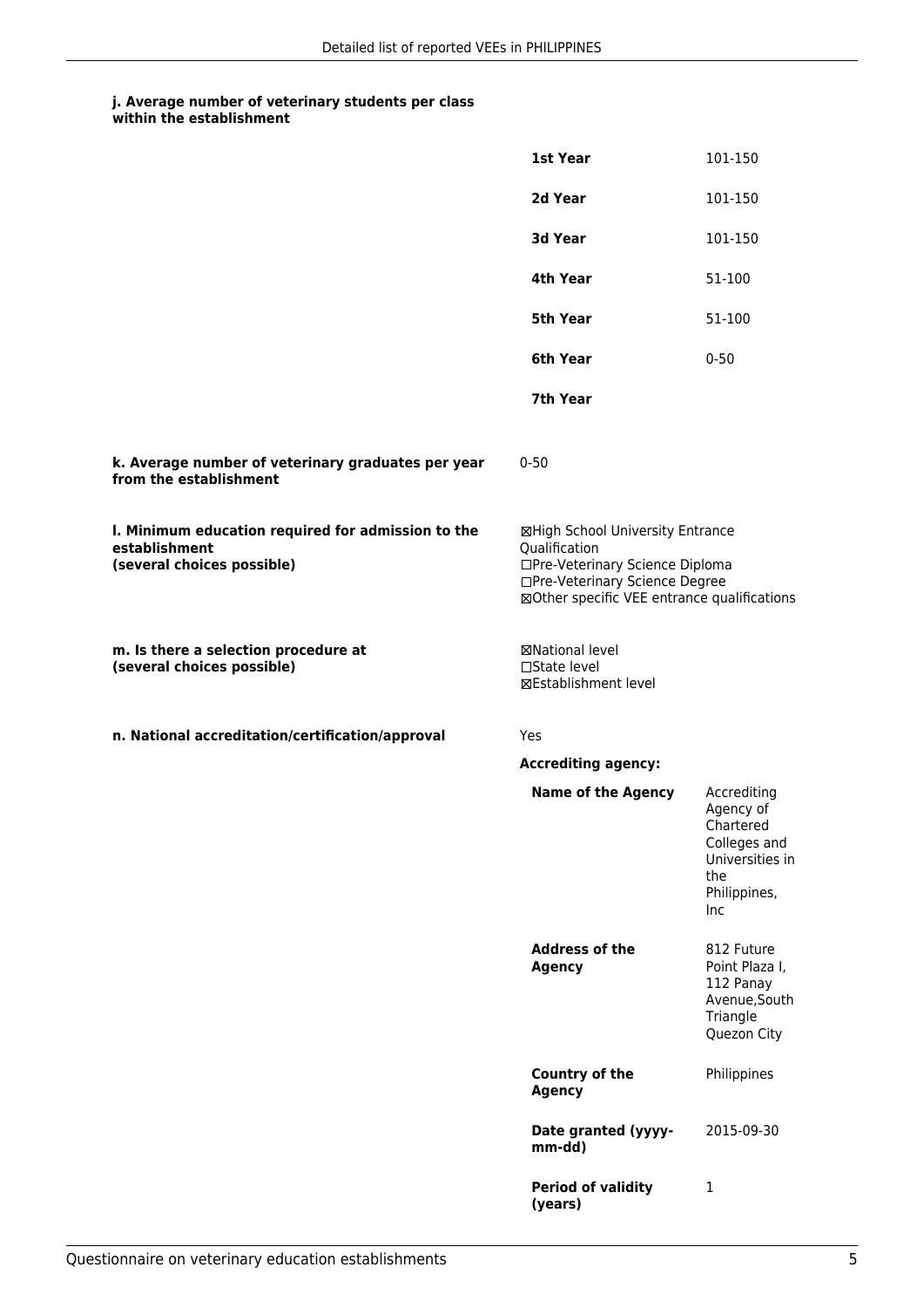**j. Average number of veterinary students per class within the establishment**

| | |
|---|---|
| **1st Year** | 101-150 |
| **2d Year** | 101-150 |
| **3d Year** | 101-150 |
| **4th Year** | 51-100 |
| **5th Year** | 51-100 |
| **6th Year** | 0-50 |
| **7th Year** | |

**k. Average number of veterinary graduates per year from the establishment**

0-50

**l. Minimum education required for admission to the establishment (several choices possible)**

☒High School University Entrance Qualification
☐Pre-Veterinary Science Diploma
☐Pre-Veterinary Science Degree
☒Other specific VEE entrance qualifications

**m. Is there a selection procedure at (several choices possible)**

☒National level
☐State level
☒Establishment level

**n. National accreditation/certification/approval**

Yes

**Accrediting agency:**

| | |
|---|---|
| **Name of the Agency** | Accrediting Agency of Chartered Colleges and Universities in the Philippines, Inc |
| **Address of the Agency** | 812 Future Point Plaza I, 112 Panay Avenue,South Triangle Quezon City |
| **Country of the Agency** | Philippines |
| **Date granted (yyyy-mm-dd)** | 2015-09-30 |
| **Period of validity (years)** | 1 |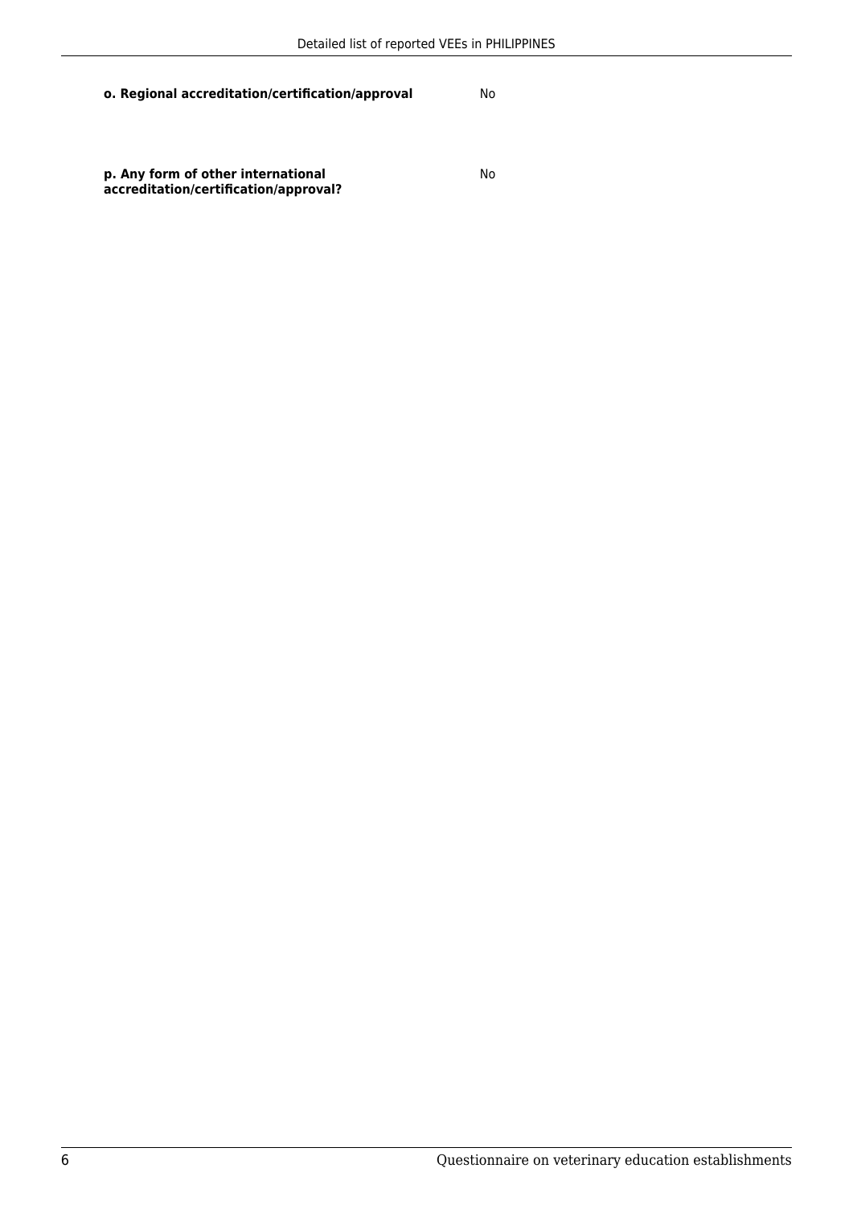| | |
|---|---|
| **o. Regional accreditation/certification/approval** | No |
| **p. Any form of other international accreditation/certification/approval?** | No |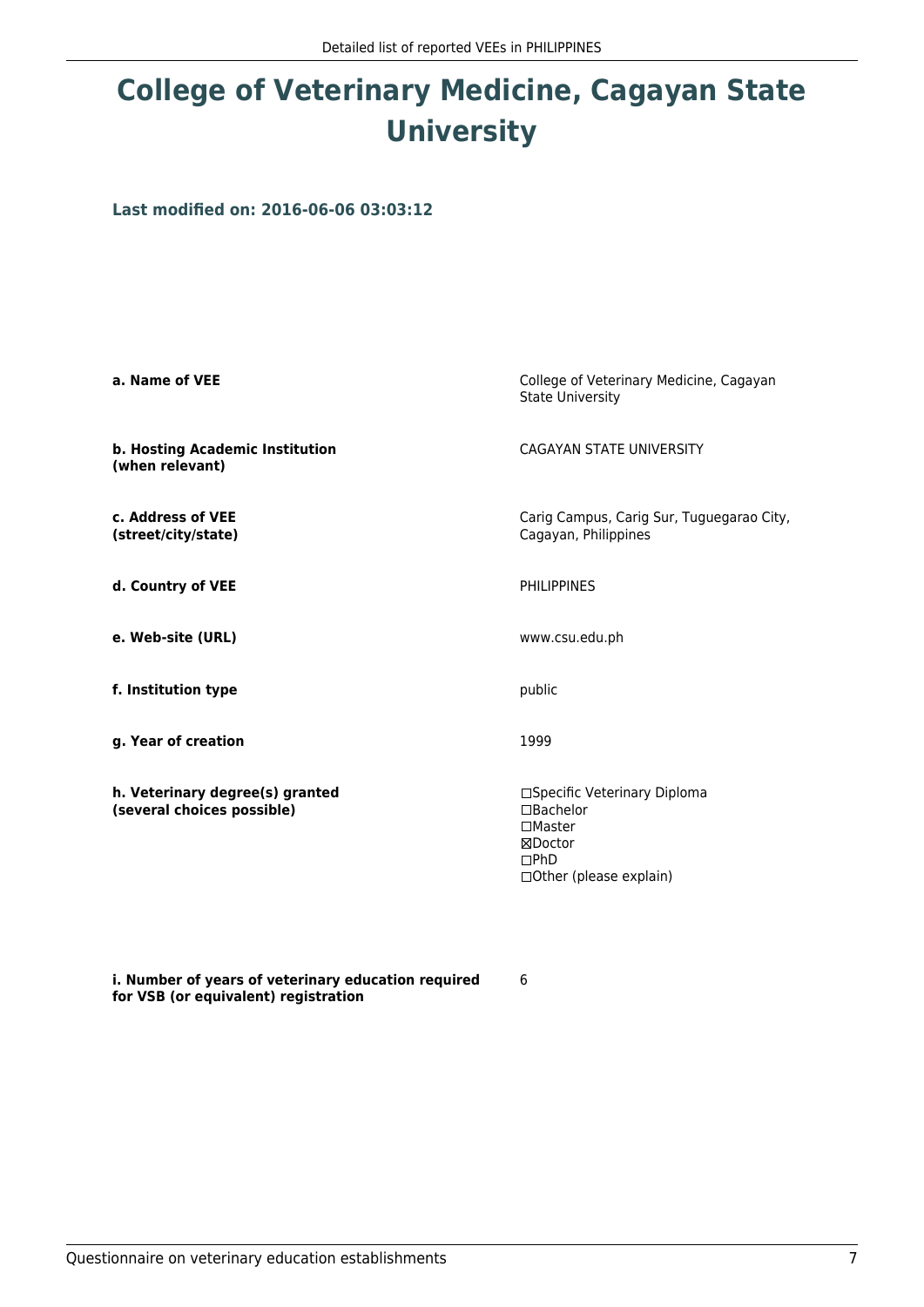# College of Veterinary Medicine, Cagayan State University

**Last modified on: 2016-06-06 03:03:12**

| | |
|---|---|
| **a. Name of VEE** | College of Veterinary Medicine, Cagayan State University |
| **b. Hosting Academic Institution (when relevant)** | CAGAYAN STATE UNIVERSITY |
| **c. Address of VEE (street/city/state)** | Carig Campus, Carig Sur, Tuguegarao City, Cagayan, Philippines |
| **d. Country of VEE** | PHILIPPINES |
| **e. Web-site (URL)** | www.csu.edu.ph |
| **f. Institution type** | public |
| **g. Year of creation** | 1999 |
| **h. Veterinary degree(s) granted (several choices possible)** | ☐Specific Veterinary Diploma<br>☐Bachelor<br>☐Master<br>☒Doctor<br>☐PhD<br>☐Other (please explain) |
| **i. Number of years of veterinary education required for VSB (or equivalent) registration** | 6 |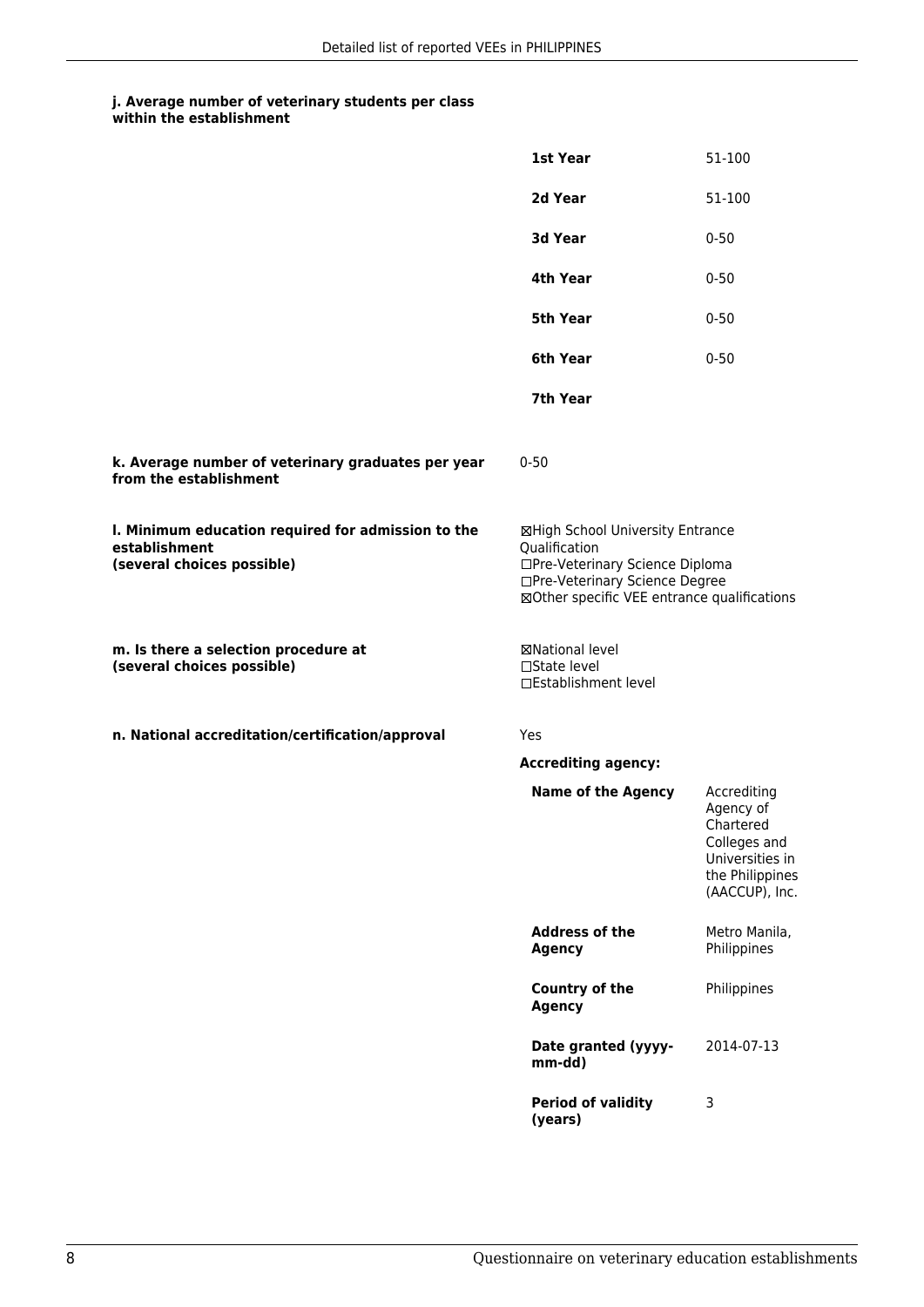#### j. Average number of veterinary students per class within the establishment

| | |
|---|---|
| **1st Year** | 51-100 |
| **2d Year** | 51-100 |
| **3d Year** | 0-50 |
| **4th Year** | 0-50 |
| **5th Year** | 0-50 |
| **6th Year** | 0-50 |
| **7th Year** | |

**k. Average number of veterinary graduates per year from the establishment**

0-50

**l. Minimum education required for admission to the establishment (several choices possible)**

☒High School University Entrance Qualification
☐Pre-Veterinary Science Diploma
☐Pre-Veterinary Science Degree
☒Other specific VEE entrance qualifications

**m. Is there a selection procedure at (several choices possible)**

☒National level
☐State level
☐Establishment level

**n. National accreditation/certification/approval**

Yes

**Accrediting agency:**

| | |
|---|---|
| **Name of the Agency** | Accrediting Agency of Chartered Colleges and Universities in the Philippines (AACCUP), Inc. |
| **Address of the Agency** | Metro Manila, Philippines |
| **Country of the Agency** | Philippines |
| **Date granted (yyyy-mm-dd)** | 2014-07-13 |
| **Period of validity (years)** | 3 |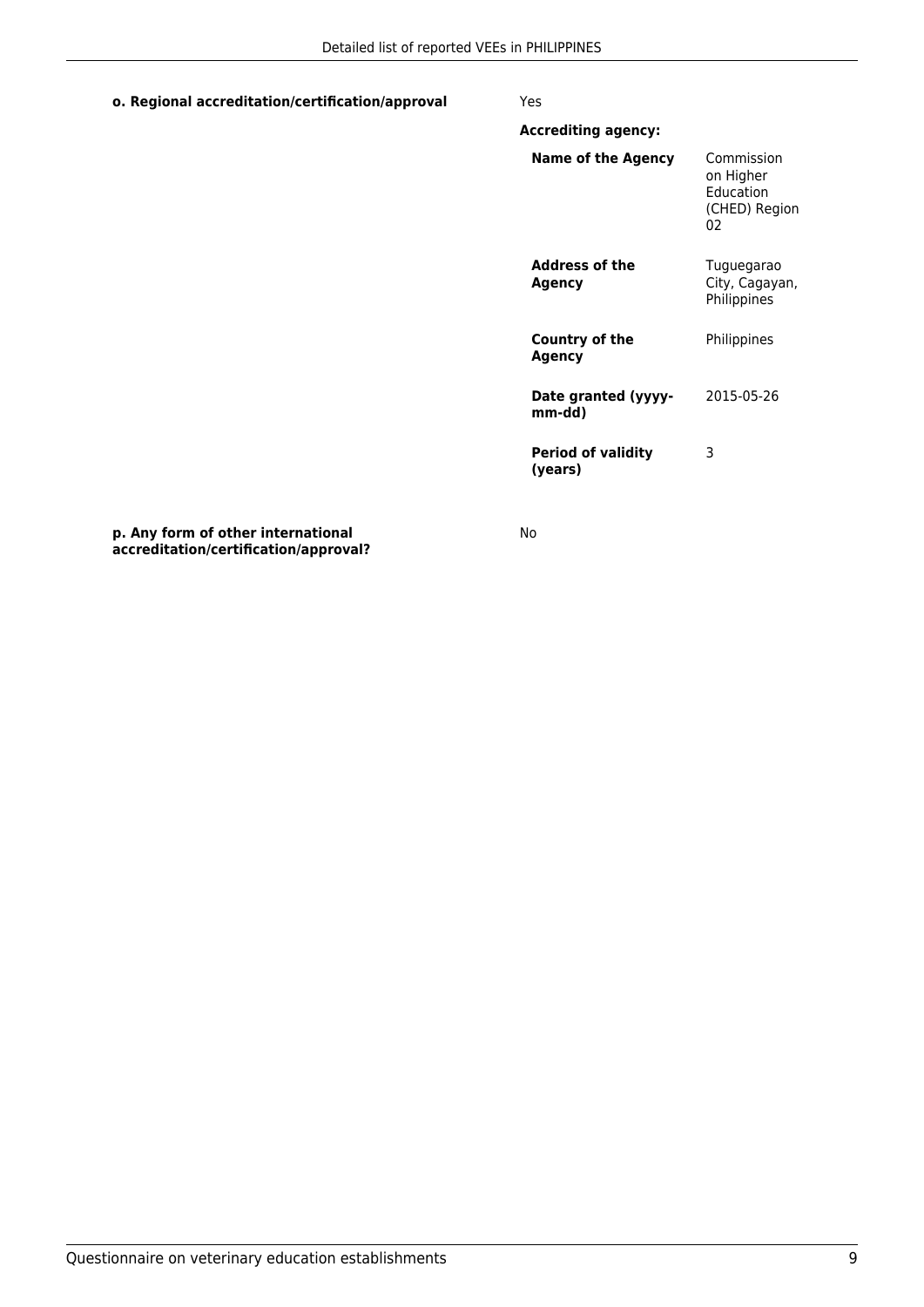**o. Regional accreditation/certification/approval**

Yes

**Accrediting agency:**

| | |
|---|---|
| **Name of the Agency** | Commission on Higher Education (CHED) Region 02 |
| **Address of the Agency** | Tuguegarao City, Cagayan, Philippines |
| **Country of the Agency** | Philippines |
| **Date granted (yyyy-mm-dd)** | 2015-05-26 |
| **Period of validity (years)** | 3 |

**p. Any form of other international accreditation/certification/approval?**

No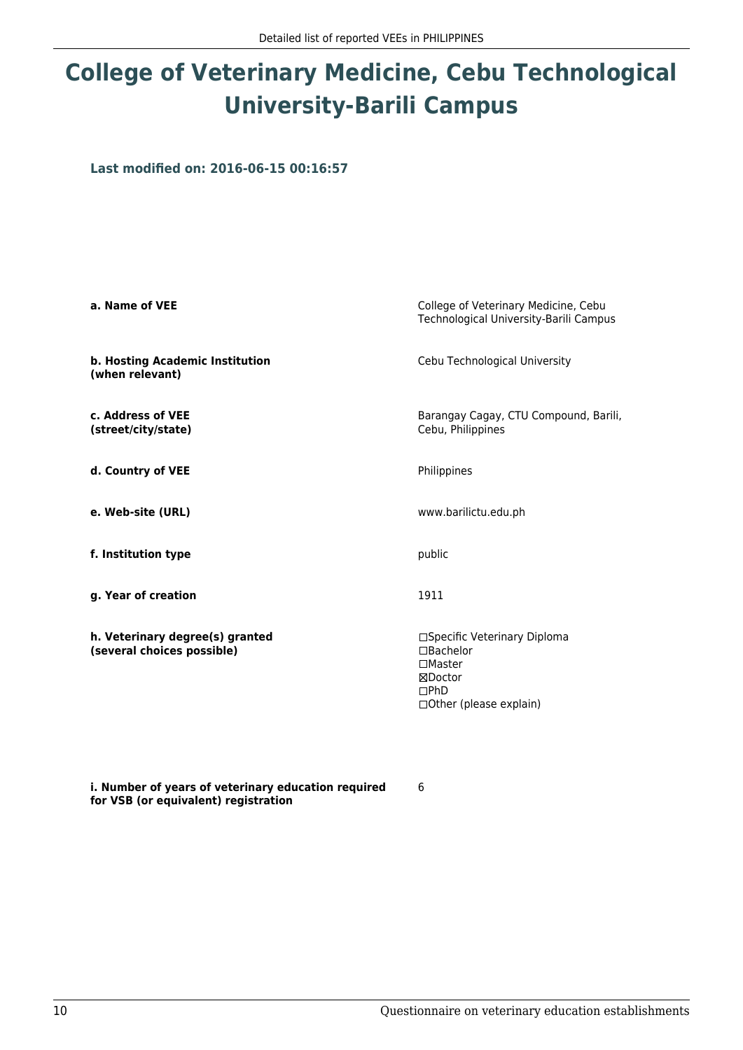# College of Veterinary Medicine, Cebu Technological University-Barili Campus

### Last modified on: 2016-06-15 00:16:57

| | |
|---|---|
| **a. Name of VEE** | College of Veterinary Medicine, Cebu Technological University-Barili Campus |
| **b. Hosting Academic Institution (when relevant)** | Cebu Technological University |
| **c. Address of VEE (street/city/state)** | Barangay Cagay, CTU Compound, Barili, Cebu, Philippines |
| **d. Country of VEE** | Philippines |
| **e. Web-site (URL)** | www.barilictu.edu.ph |
| **f. Institution type** | public |
| **g. Year of creation** | 1911 |
| **h. Veterinary degree(s) granted (several choices possible)** | ☐Specific Veterinary Diploma<br>☐Bachelor<br>☐Master<br>☒Doctor<br>☐PhD<br>☐Other (please explain) |
| **i. Number of years of veterinary education required for VSB (or equivalent) registration** | 6 |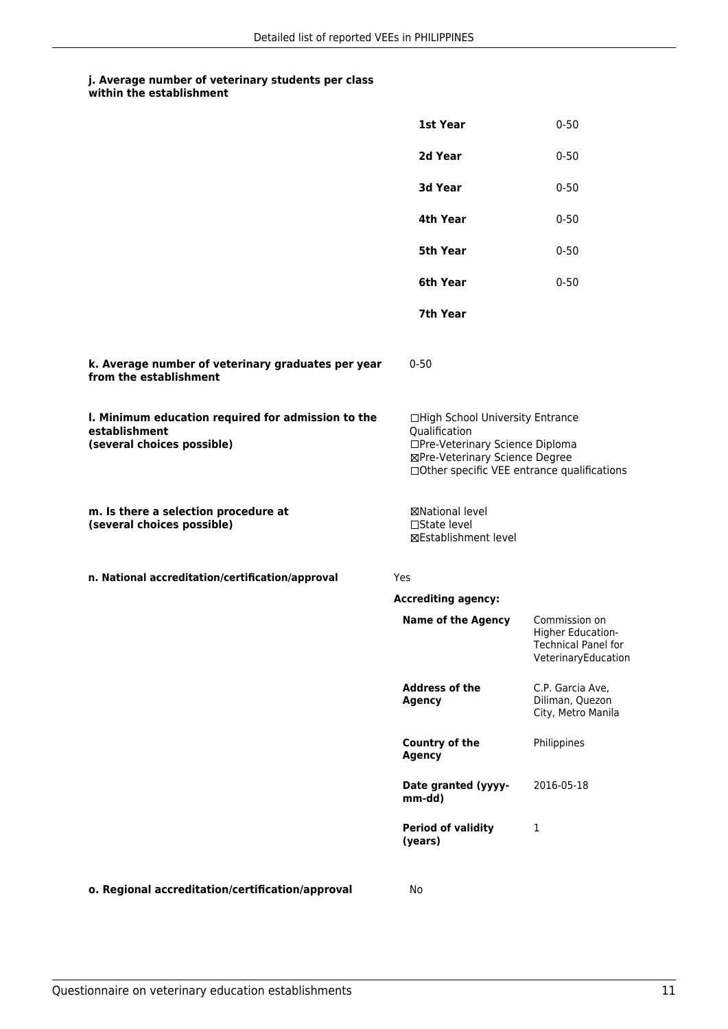**j. Average number of veterinary students per class within the establishment**

| | |
|---|---|
| **1st Year** | 0-50 |
| **2d Year** | 0-50 |
| **3d Year** | 0-50 |
| **4th Year** | 0-50 |
| **5th Year** | 0-50 |
| **6th Year** | 0-50 |
| **7th Year** | |

**k. Average number of veterinary graduates per year from the establishment**

0-50

**l. Minimum education required for admission to the establishment (several choices possible)**

☐High School University Entrance Qualification
☐Pre-Veterinary Science Diploma
☒Pre-Veterinary Science Degree
☐Other specific VEE entrance qualifications

**m. Is there a selection procedure at (several choices possible)**

☒National level
☐State level
☒Establishment level

**n. National accreditation/certification/approval**

Yes

**Accrediting agency:**

| | |
|---|---|
| **Name of the Agency** | Commission on Higher Education-Technical Panel for VeterinaryEducation |
| **Address of the Agency** | C.P. Garcia Ave, Diliman, Quezon City, Metro Manila |
| **Country of the Agency** | Philippines |
| **Date granted (yyyy-mm-dd)** | 2016-05-18 |
| **Period of validity (years)** | 1 |

**o. Regional accreditation/certification/approval**

No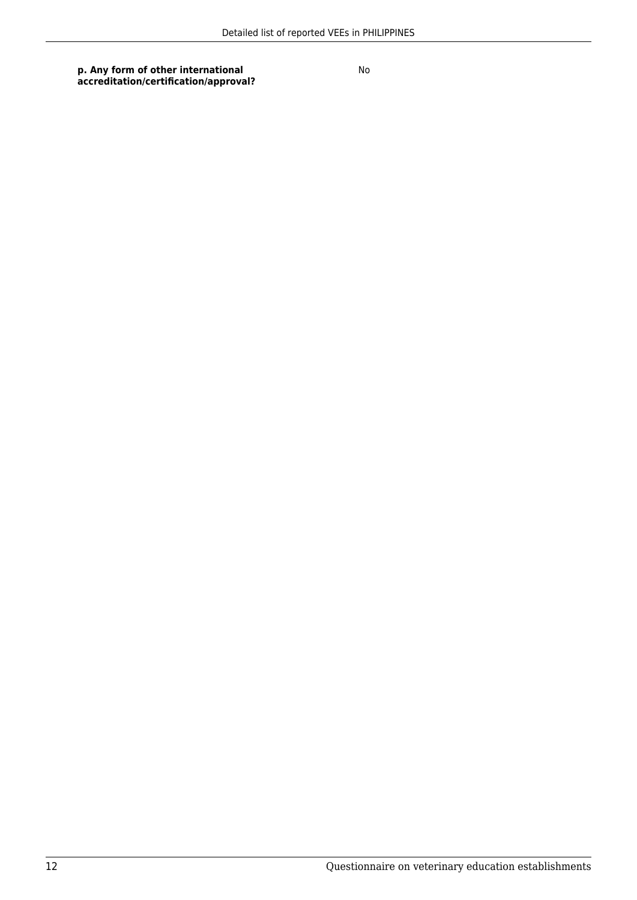| **p. Any form of other international accreditation/certification/approval?** | No |
| --- | --- |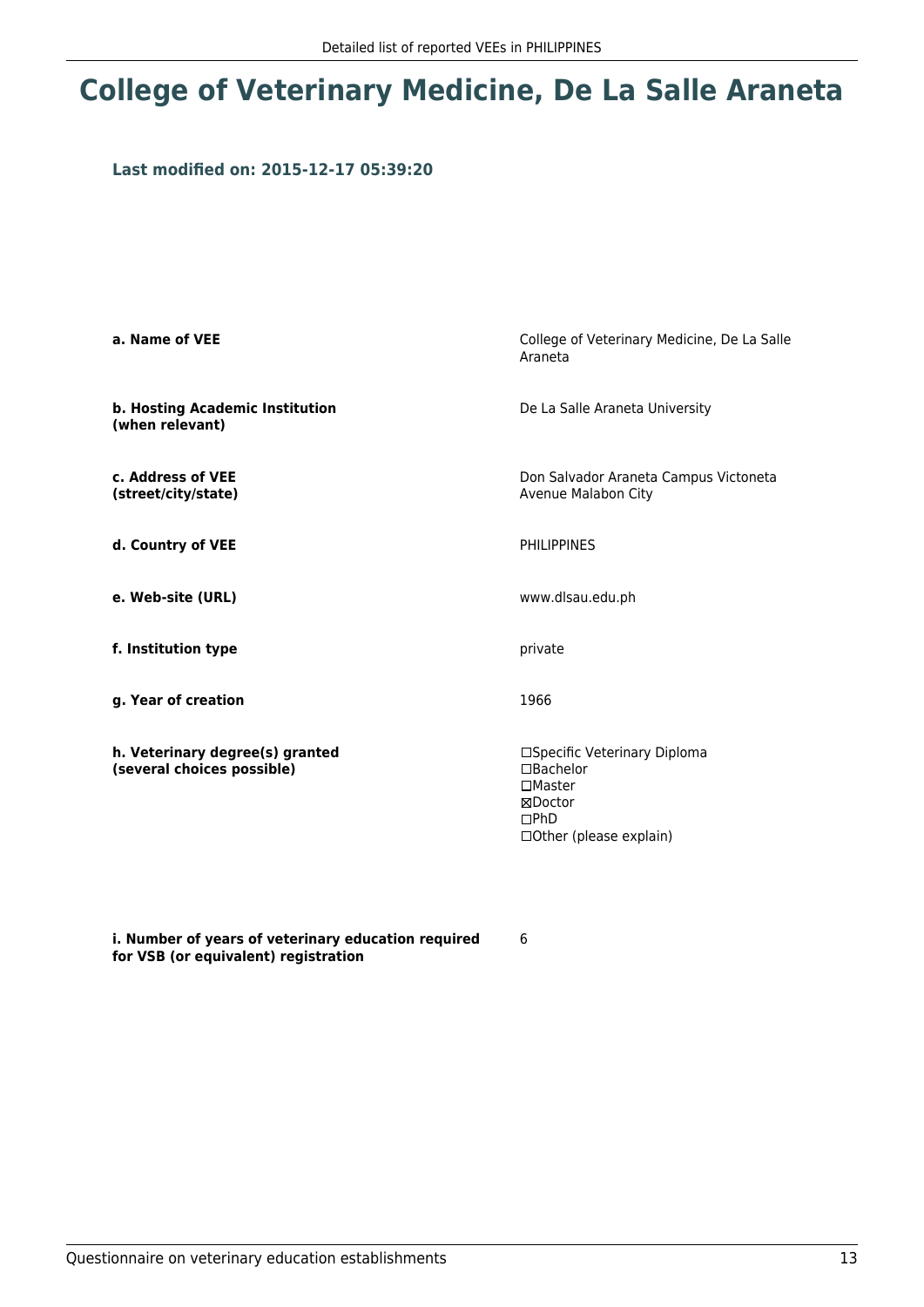# College of Veterinary Medicine, De La Salle Araneta

### Last modified on: 2015-12-17 05:39:20

| | |
|---|---|
| **a. Name of VEE** | College of Veterinary Medicine, De La Salle Araneta |
| **b. Hosting Academic Institution (when relevant)** | De La Salle Araneta University |
| **c. Address of VEE (street/city/state)** | Don Salvador Araneta Campus Victoneta Avenue Malabon City |
| **d. Country of VEE** | PHILIPPINES |
| **e. Web-site (URL)** | www.dlsau.edu.ph |
| **f. Institution type** | private |
| **g. Year of creation** | 1966 |
| **h. Veterinary degree(s) granted (several choices possible)** | ☐Specific Veterinary Diploma<br>☐Bachelor<br>☐Master<br>☒Doctor<br>☐PhD<br>☐Other (please explain) |
| **i. Number of years of veterinary education required for VSB (or equivalent) registration** | 6 |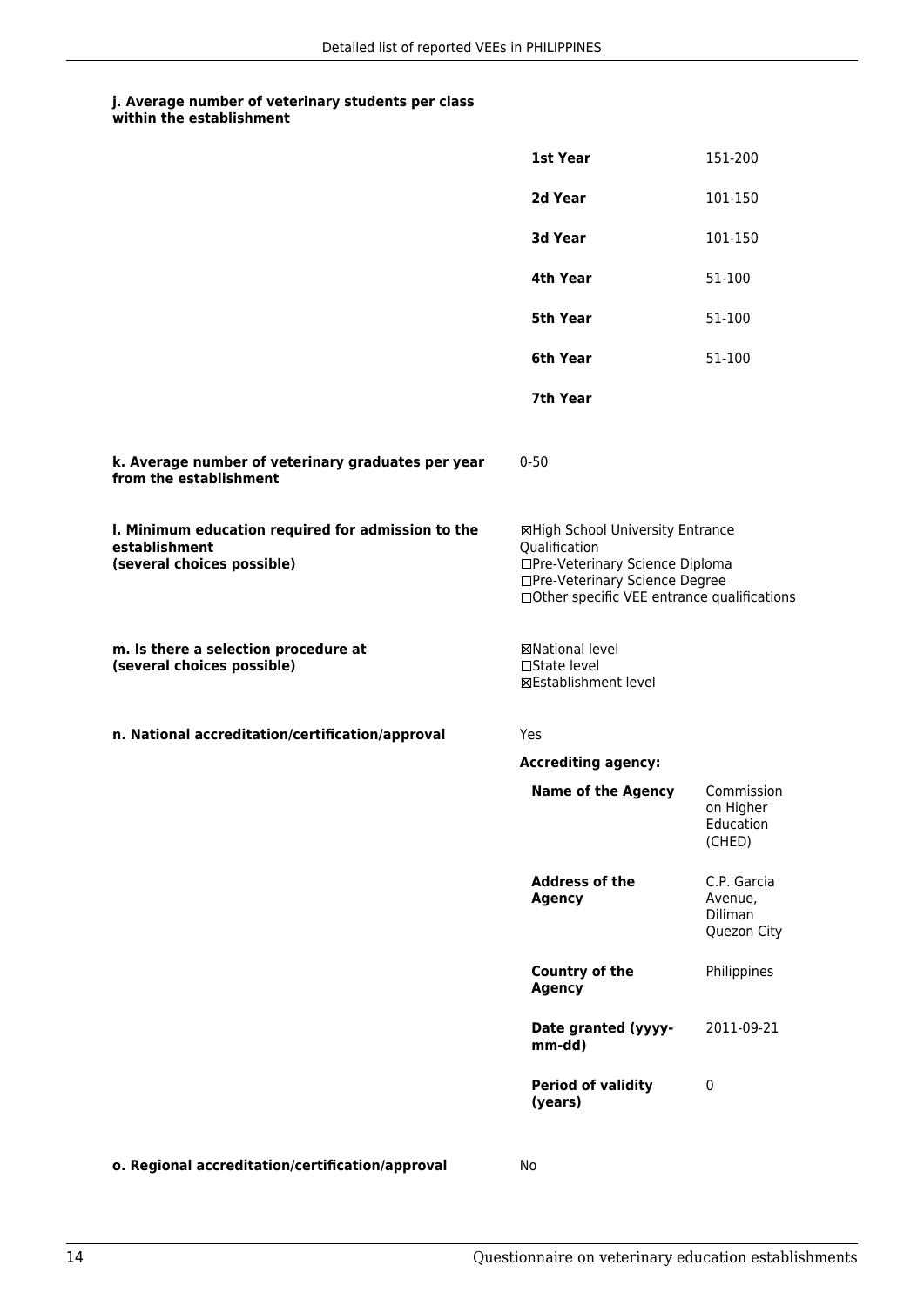**j. Average number of veterinary students per class within the establishment**

| | |
|---|---|
| **1st Year** | 151-200 |
| **2d Year** | 101-150 |
| **3d Year** | 101-150 |
| **4th Year** | 51-100 |
| **5th Year** | 51-100 |
| **6th Year** | 51-100 |
| **7th Year** | |

**k. Average number of veterinary graduates per year from the establishment**

0-50

**l. Minimum education required for admission to the establishment (several choices possible)**

☒High School University Entrance Qualification
☐Pre-Veterinary Science Diploma
☐Pre-Veterinary Science Degree
☐Other specific VEE entrance qualifications

**m. Is there a selection procedure at (several choices possible)**

☒National level
☐State level
☒Establishment level

**n. National accreditation/certification/approval**

Yes

**Accrediting agency:**

| | |
|---|---|
| **Name of the Agency** | Commission on Higher Education (CHED) |
| **Address of the Agency** | C.P. Garcia Avenue, Diliman Quezon City |
| **Country of the Agency** | Philippines |
| **Date granted (yyyy-mm-dd)** | 2011-09-21 |
| **Period of validity (years)** | 0 |

**o. Regional accreditation/certification/approval**

No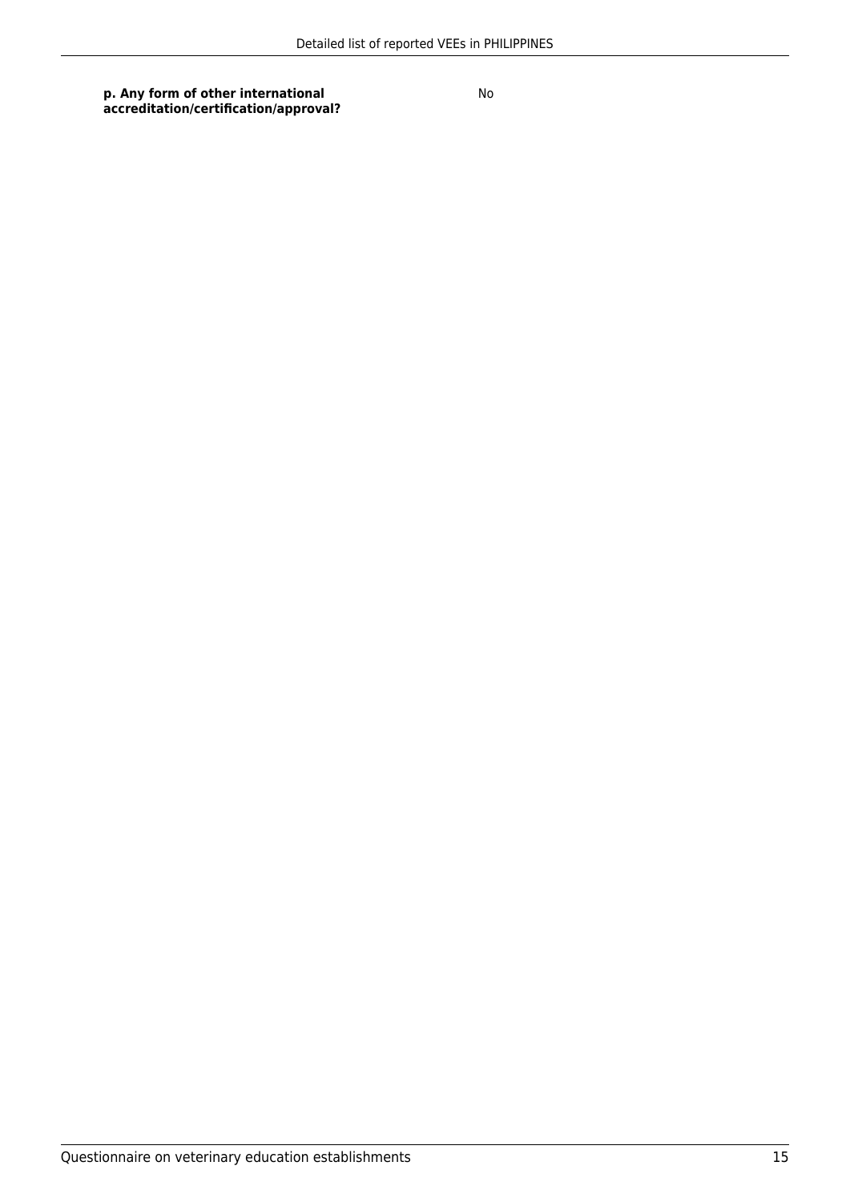| | |
|---|---|
| **p. Any form of other international accreditation/certification/approval?** | No |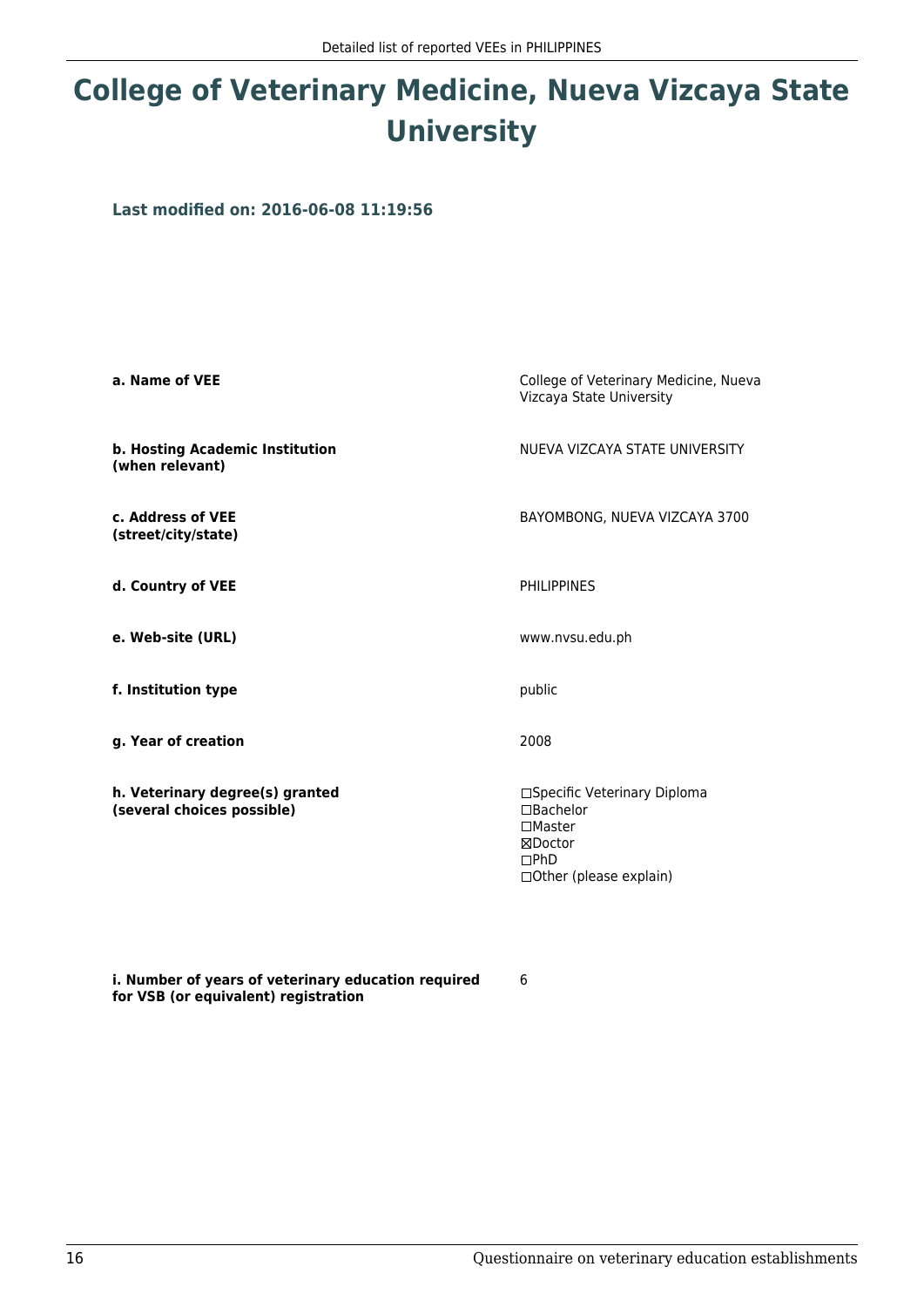# College of Veterinary Medicine, Nueva Vizcaya State University

**Last modified on: 2016-06-08 11:19:56**

| | |
|---|---|
| **a. Name of VEE** | College of Veterinary Medicine, Nueva Vizcaya State University |
| **b. Hosting Academic Institution (when relevant)** | NUEVA VIZCAYA STATE UNIVERSITY |
| **c. Address of VEE (street/city/state)** | BAYOMBONG, NUEVA VIZCAYA 3700 |
| **d. Country of VEE** | PHILIPPINES |
| **e. Web-site (URL)** | www.nvsu.edu.ph |
| **f. Institution type** | public |
| **g. Year of creation** | 2008 |
| **h. Veterinary degree(s) granted (several choices possible)** | ☐Specific Veterinary Diploma<br>☐Bachelor<br>☐Master<br>☒Doctor<br>☐PhD<br>☐Other (please explain) |
| **i. Number of years of veterinary education required for VSB (or equivalent) registration** | 6 |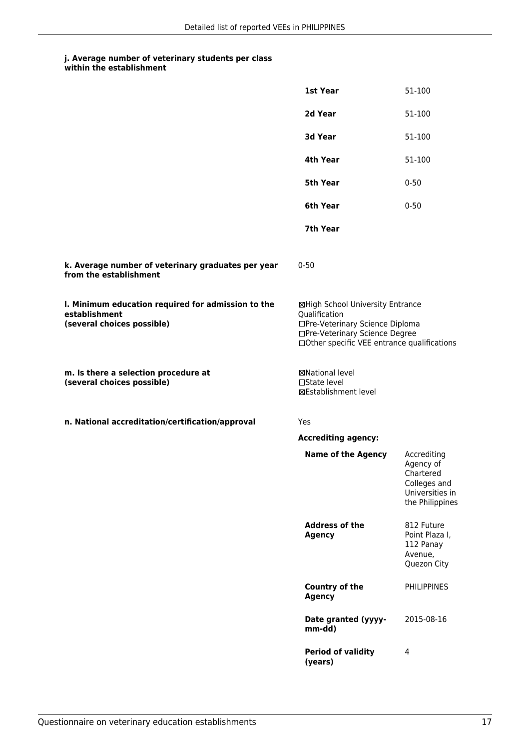#### j. Average number of veterinary students per class within the establishment

| | |
|---|---|
| **1st Year** | 51-100 |
| **2d Year** | 51-100 |
| **3d Year** | 51-100 |
| **4th Year** | 51-100 |
| **5th Year** | 0-50 |
| **6th Year** | 0-50 |
| **7th Year** | |

**k. Average number of veterinary graduates per year from the establishment**

0-50

**l. Minimum education required for admission to the establishment (several choices possible)**

☒High School University Entrance Qualification
☐Pre-Veterinary Science Diploma
☐Pre-Veterinary Science Degree
☐Other specific VEE entrance qualifications

**m. Is there a selection procedure at (several choices possible)**

☒National level
☐State level
☒Establishment level

**n. National accreditation/certification/approval**

Yes

**Accrediting agency:**

| | |
|---|---|
| **Name of the Agency** | Accrediting Agency of Chartered Colleges and Universities in the Philippines |
| **Address of the Agency** | 812 Future Point Plaza I, 112 Panay Avenue, Quezon City |
| **Country of the Agency** | PHILIPPINES |
| **Date granted (yyyy-mm-dd)** | 2015-08-16 |
| **Period of validity (years)** | 4 |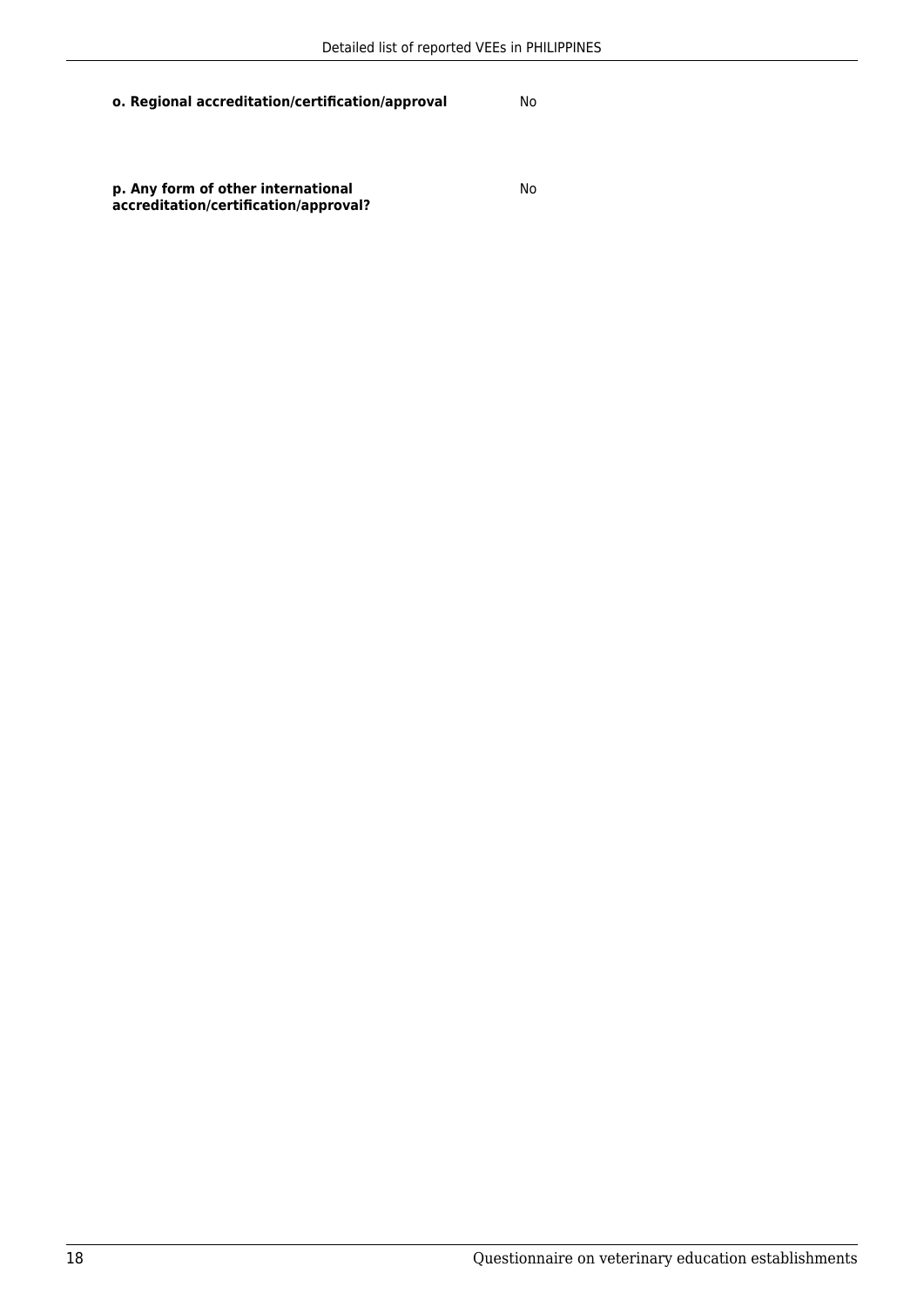| | |
|---|---|
| **o. Regional accreditation/certification/approval** | No |
| **p. Any form of other international accreditation/certification/approval?** | No |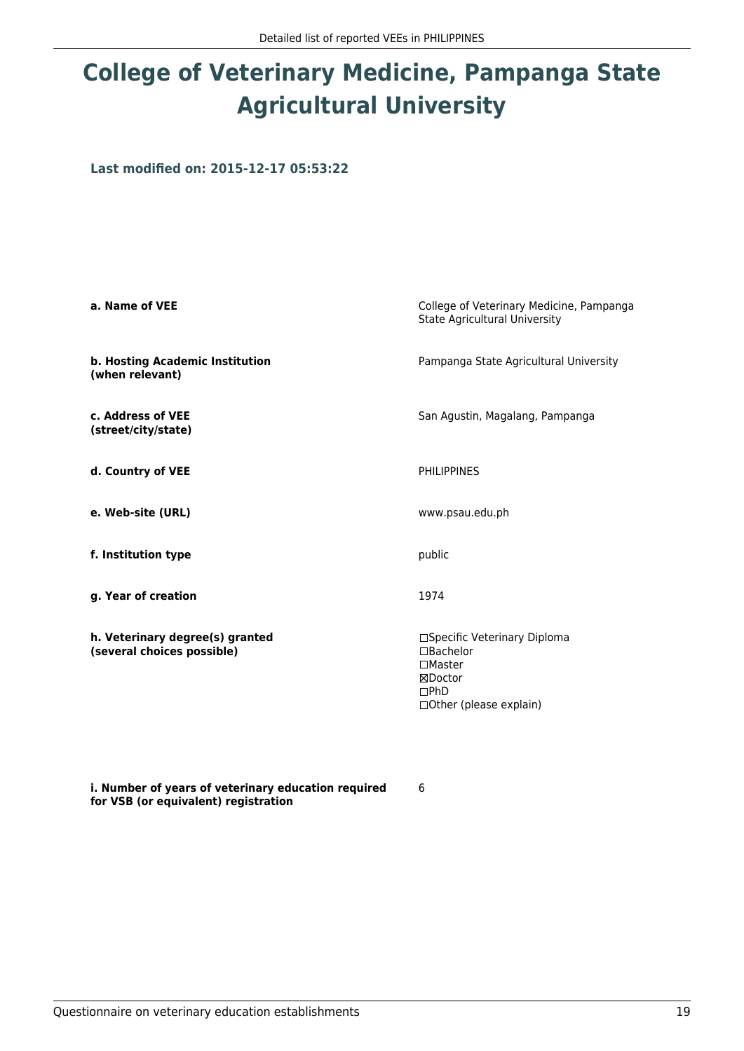# College of Veterinary Medicine, Pampanga State Agricultural University

### Last modified on: 2015-12-17 05:53:22

| | |
|---|---|
| **a. Name of VEE** | College of Veterinary Medicine, Pampanga State Agricultural University |
| **b. Hosting Academic Institution (when relevant)** | Pampanga State Agricultural University |
| **c. Address of VEE (street/city/state)** | San Agustin, Magalang, Pampanga |
| **d. Country of VEE** | PHILIPPINES |
| **e. Web-site (URL)** | www.psau.edu.ph |
| **f. Institution type** | public |
| **g. Year of creation** | 1974 |
| **h. Veterinary degree(s) granted (several choices possible)** | ☐Specific Veterinary Diploma<br>☐Bachelor<br>☐Master<br>☒Doctor<br>☐PhD<br>☐Other (please explain) |
| **i. Number of years of veterinary education required for VSB (or equivalent) registration** | 6 |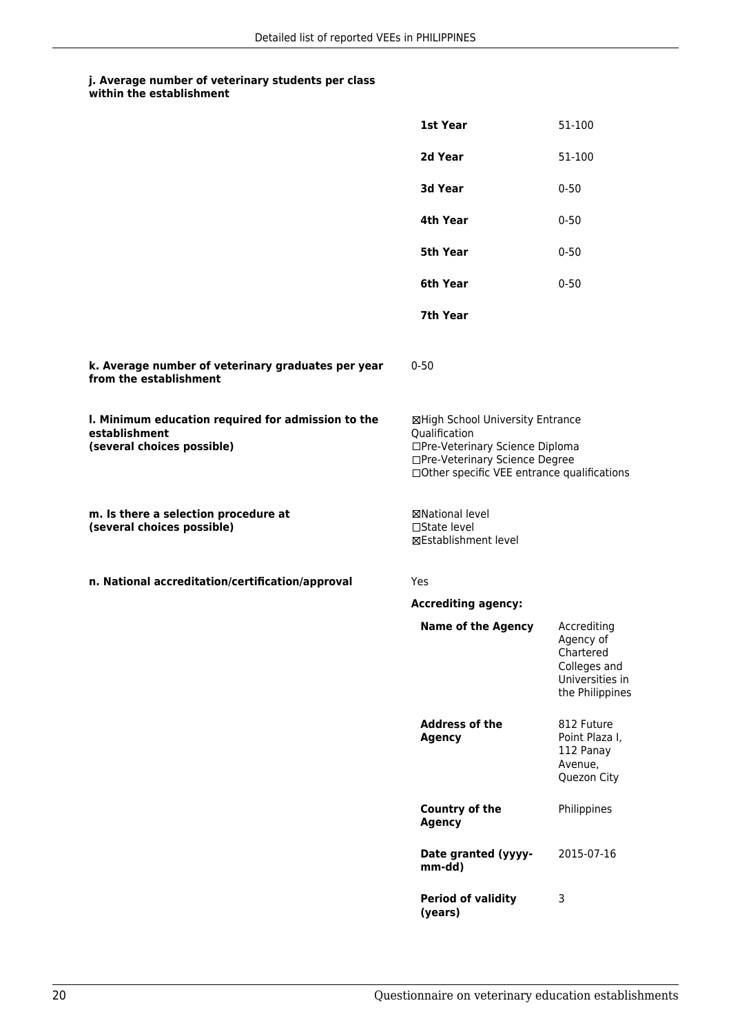**j. Average number of veterinary students per class within the establishment**

| | |
|---|---|
| **1st Year** | 51-100 |
| **2d Year** | 51-100 |
| **3d Year** | 0-50 |
| **4th Year** | 0-50 |
| **5th Year** | 0-50 |
| **6th Year** | 0-50 |
| **7th Year** | |

**k. Average number of veterinary graduates per year from the establishment**

0-50

**l. Minimum education required for admission to the establishment (several choices possible)**

☒High School University Entrance Qualification
☐Pre-Veterinary Science Diploma
☐Pre-Veterinary Science Degree
☐Other specific VEE entrance qualifications

**m. Is there a selection procedure at (several choices possible)**

☒National level
☐State level
☒Establishment level

**n. National accreditation/certification/approval**

Yes

**Accrediting agency:**

| | |
|---|---|
| **Name of the Agency** | Accrediting Agency of Chartered Colleges and Universities in the Philippines |
| **Address of the Agency** | 812 Future Point Plaza I, 112 Panay Avenue, Quezon City |
| **Country of the Agency** | Philippines |
| **Date granted (yyyy-mm-dd)** | 2015-07-16 |
| **Period of validity (years)** | 3 |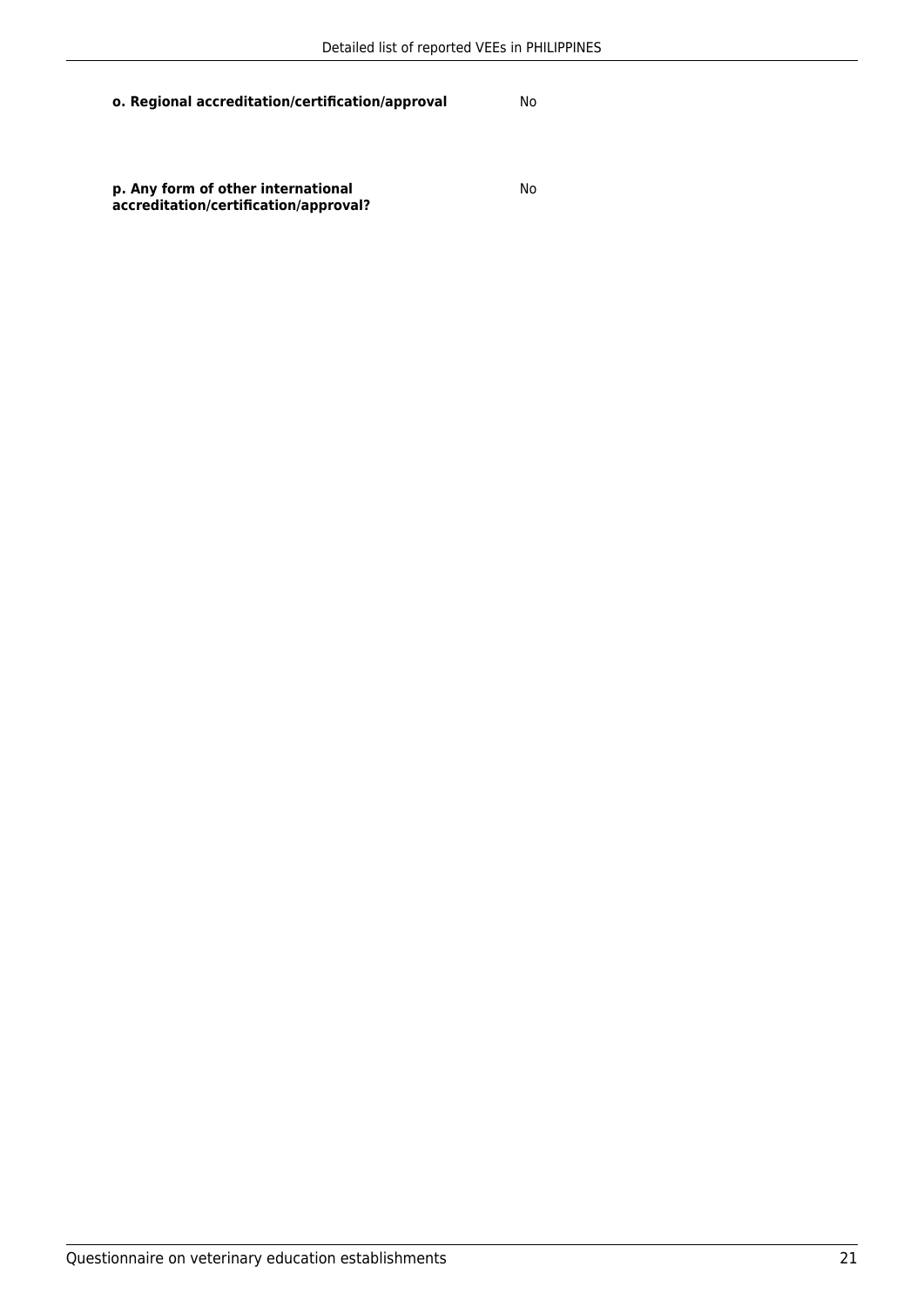**o. Regional accreditation/certification/approval** No

**p. Any form of other international accreditation/certification/approval?** No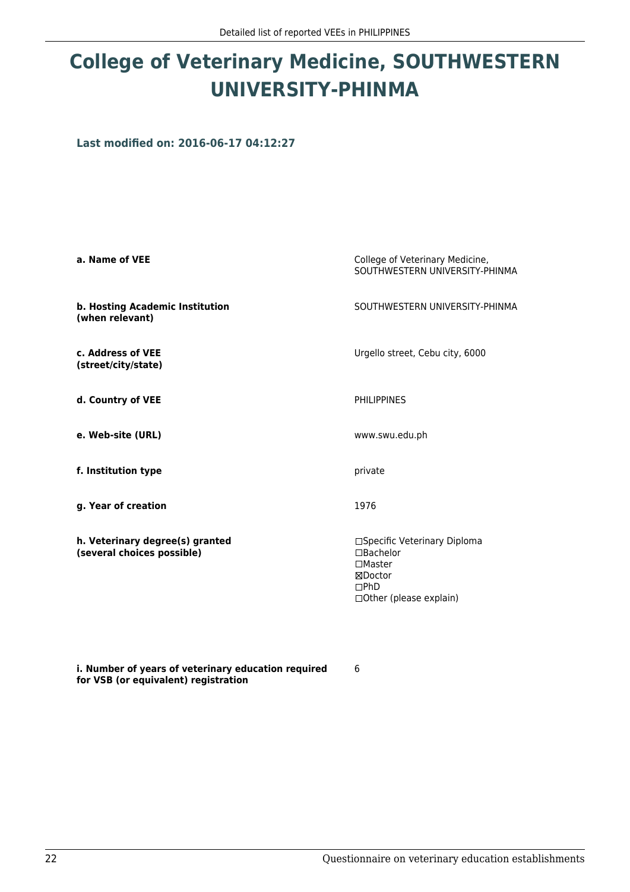# College of Veterinary Medicine, SOUTHWESTERN UNIVERSITY-PHINMA

**Last modified on: 2016-06-17 04:12:27**

| | |
|---|---|
| **a. Name of VEE** | College of Veterinary Medicine, SOUTHWESTERN UNIVERSITY-PHINMA |
| **b. Hosting Academic Institution (when relevant)** | SOUTHWESTERN UNIVERSITY-PHINMA |
| **c. Address of VEE (street/city/state)** | Urgello street, Cebu city, 6000 |
| **d. Country of VEE** | PHILIPPINES |
| **e. Web-site (URL)** | www.swu.edu.ph |
| **f. Institution type** | private |
| **g. Year of creation** | 1976 |
| **h. Veterinary degree(s) granted (several choices possible)** | ☐Specific Veterinary Diploma<br>☐Bachelor<br>☐Master<br>☒Doctor<br>☐PhD<br>☐Other (please explain) |
| **i. Number of years of veterinary education required for VSB (or equivalent) registration** | 6 |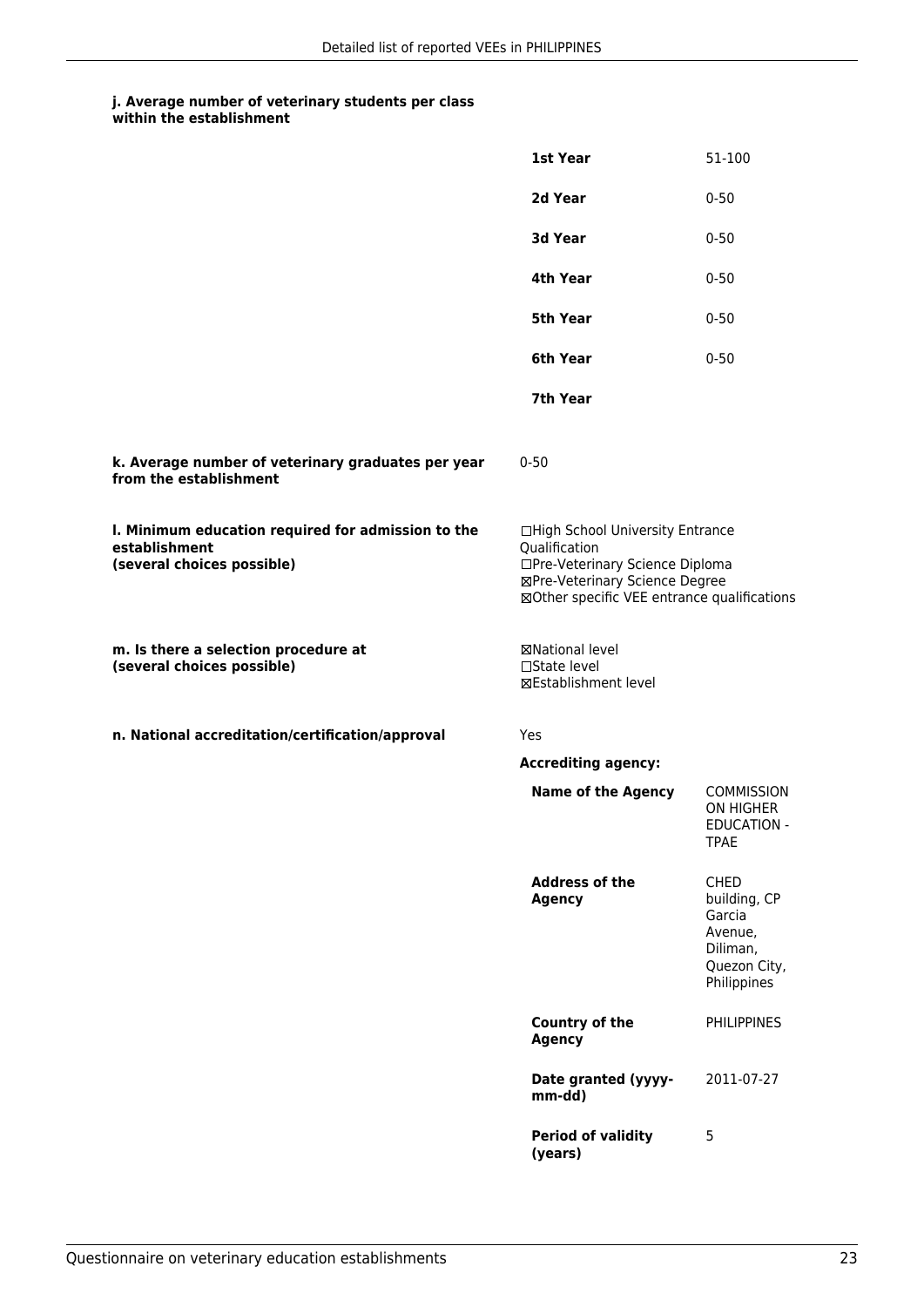**j. Average number of veterinary students per class within the establishment**

| | |
|---|---|
| **1st Year** | 51-100 |
| **2d Year** | 0-50 |
| **3d Year** | 0-50 |
| **4th Year** | 0-50 |
| **5th Year** | 0-50 |
| **6th Year** | 0-50 |
| **7th Year** | |

**k. Average number of veterinary graduates per year from the establishment**

0-50

**l. Minimum education required for admission to the establishment (several choices possible)**

☐High School University Entrance Qualification
☐Pre-Veterinary Science Diploma
☒Pre-Veterinary Science Degree
☒Other specific VEE entrance qualifications

**m. Is there a selection procedure at (several choices possible)**

☒National level
☐State level
☒Establishment level

**n. National accreditation/certification/approval**

Yes

**Accrediting agency:**

| | |
|---|---|
| **Name of the Agency** | COMMISSION ON HIGHER EDUCATION - TPAE |
| **Address of the Agency** | CHED building, CP Garcia Avenue, Diliman, Quezon City, Philippines |
| **Country of the Agency** | PHILIPPINES |
| **Date granted (yyyy-mm-dd)** | 2011-07-27 |
| **Period of validity (years)** | 5 |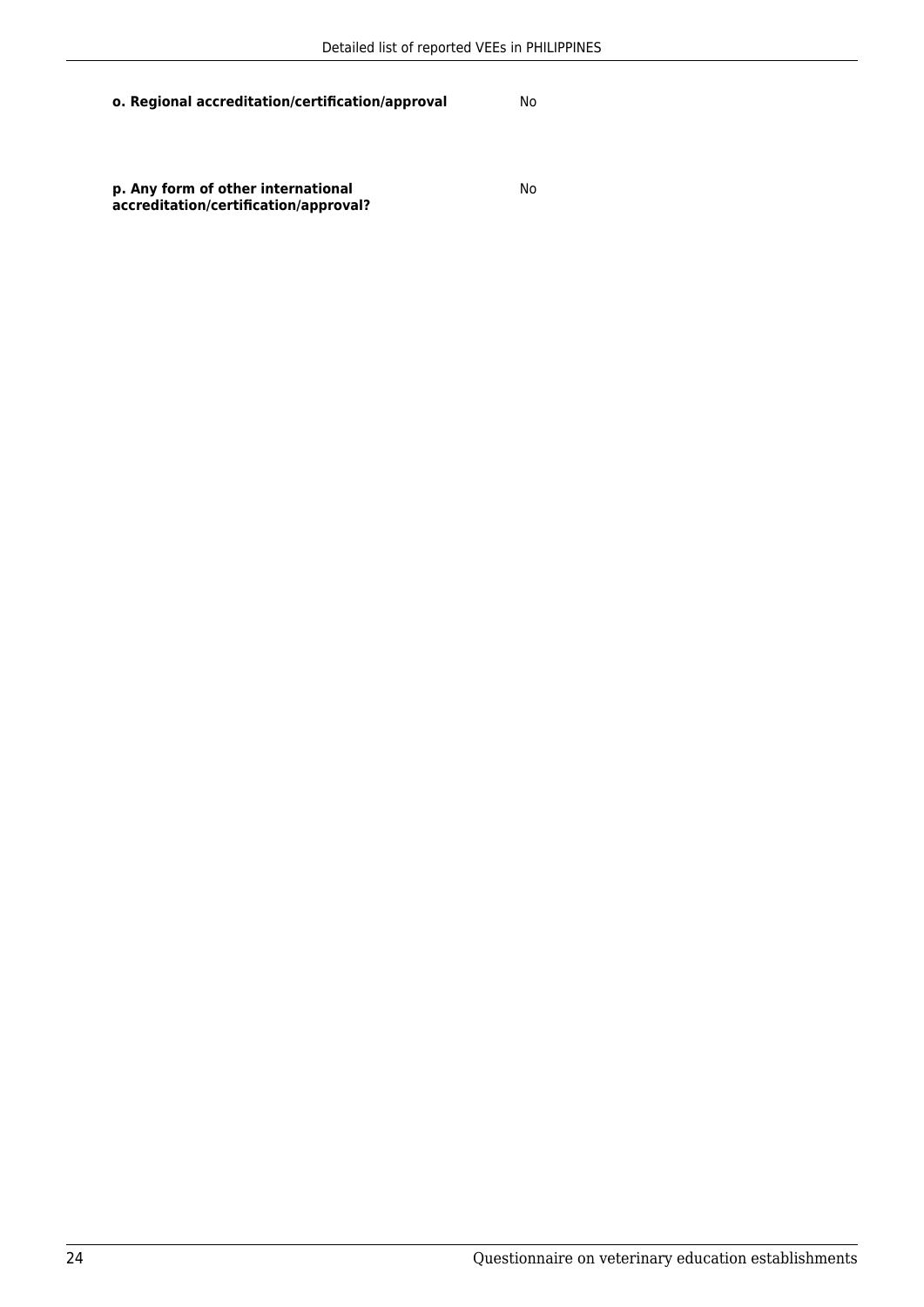| | |
|---|---|
| **o. Regional accreditation/certification/approval** | No |
| **p. Any form of other international accreditation/certification/approval?** | No |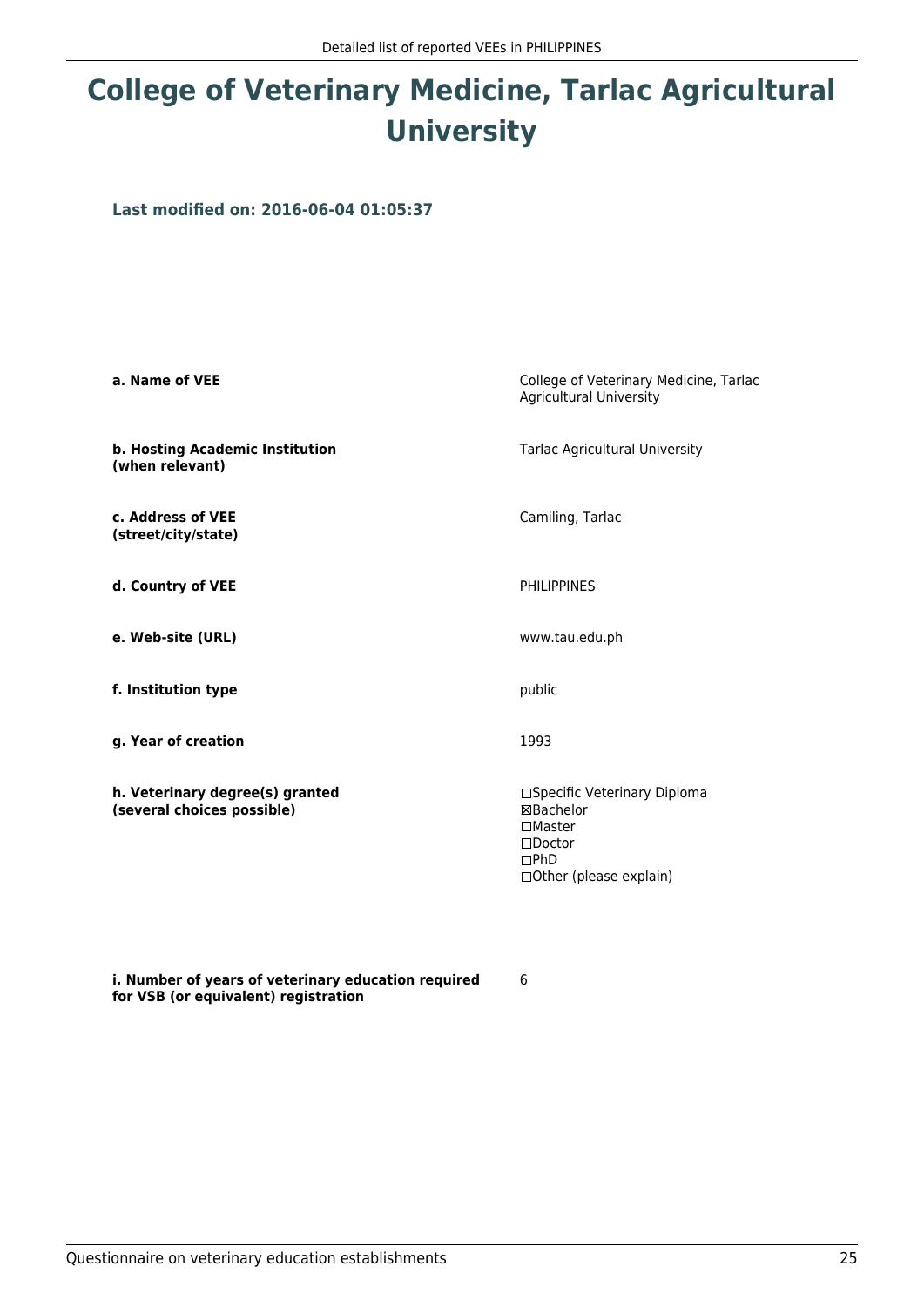# College of Veterinary Medicine, Tarlac Agricultural University

**Last modified on: 2016-06-04 01:05:37**

| | |
|---|---|
| **a. Name of VEE** | College of Veterinary Medicine, Tarlac Agricultural University |
| **b. Hosting Academic Institution (when relevant)** | Tarlac Agricultural University |
| **c. Address of VEE (street/city/state)** | Camiling, Tarlac |
| **d. Country of VEE** | PHILIPPINES |
| **e. Web-site (URL)** | www.tau.edu.ph |
| **f. Institution type** | public |
| **g. Year of creation** | 1993 |
| **h. Veterinary degree(s) granted (several choices possible)** | ☐Specific Veterinary Diploma<br>☒Bachelor<br>☐Master<br>☐Doctor<br>☐PhD<br>☐Other (please explain) |
| **i. Number of years of veterinary education required for VSB (or equivalent) registration** | 6 |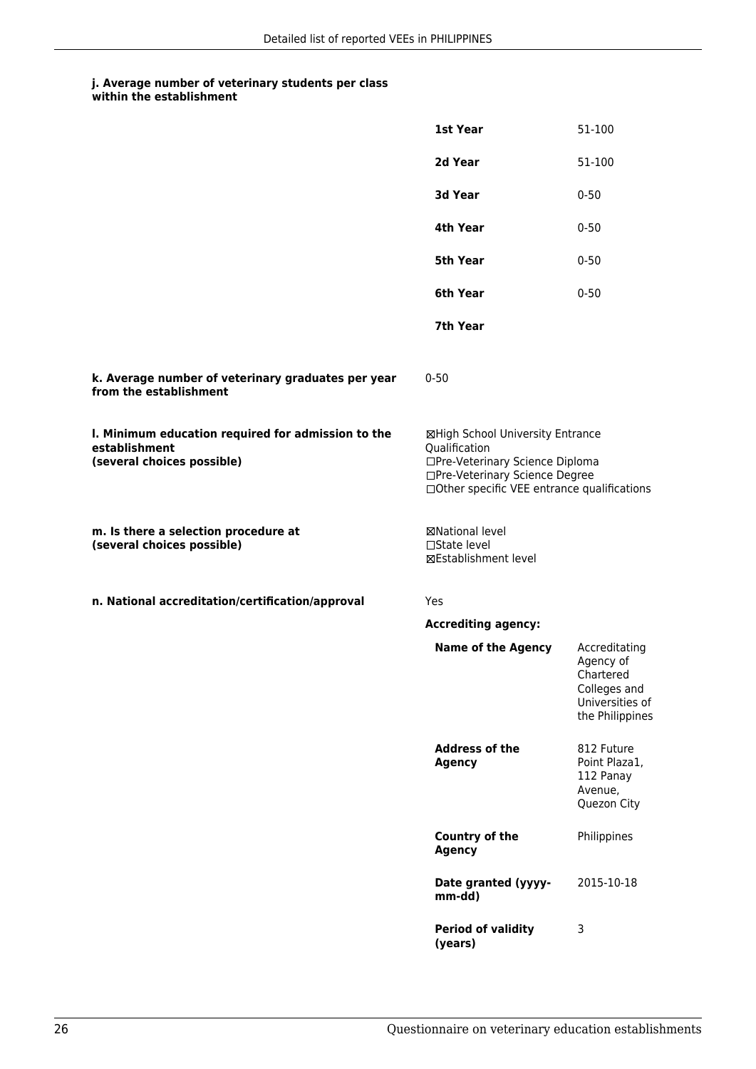**j. Average number of veterinary students per class within the establishment**

| | |
|---|---|
| **1st Year** | 51-100 |
| **2d Year** | 51-100 |
| **3d Year** | 0-50 |
| **4th Year** | 0-50 |
| **5th Year** | 0-50 |
| **6th Year** | 0-50 |
| **7th Year** | |

**k. Average number of veterinary graduates per year from the establishment**

0-50

**l. Minimum education required for admission to the establishment (several choices possible)**

☒High School University Entrance Qualification
☐Pre-Veterinary Science Diploma
☐Pre-Veterinary Science Degree
☐Other specific VEE entrance qualifications

**m. Is there a selection procedure at (several choices possible)**

☒National level
☐State level
☒Establishment level

**n. National accreditation/certification/approval**

Yes

**Accrediting agency:**

| | |
|---|---|
| **Name of the Agency** | Accreditating Agency of Chartered Colleges and Universities of the Philippines |
| **Address of the Agency** | 812 Future Point Plaza1, 112 Panay Avenue, Quezon City |
| **Country of the Agency** | Philippines |
| **Date granted (yyyy-mm-dd)** | 2015-10-18 |
| **Period of validity (years)** | 3 |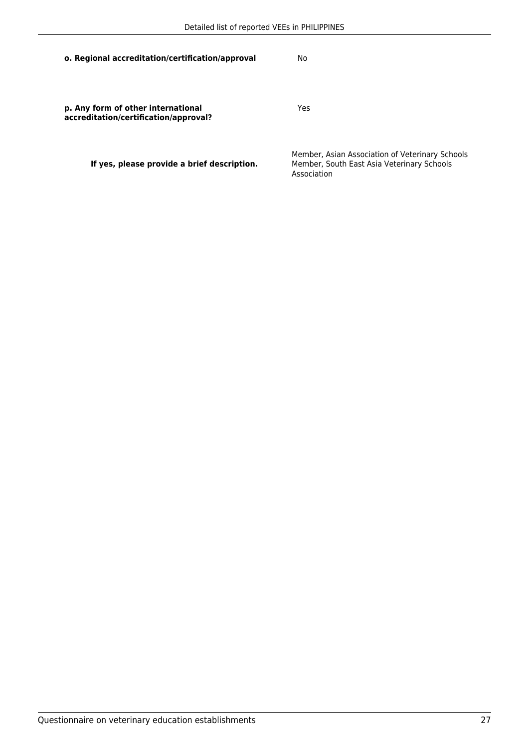**o. Regional accreditation/certification/approval**

No

**p. Any form of other international accreditation/certification/approval?**

Yes

**If yes, please provide a brief description.**

Member, Asian Association of Veterinary Schools
Member, South East Asia Veterinary Schools Association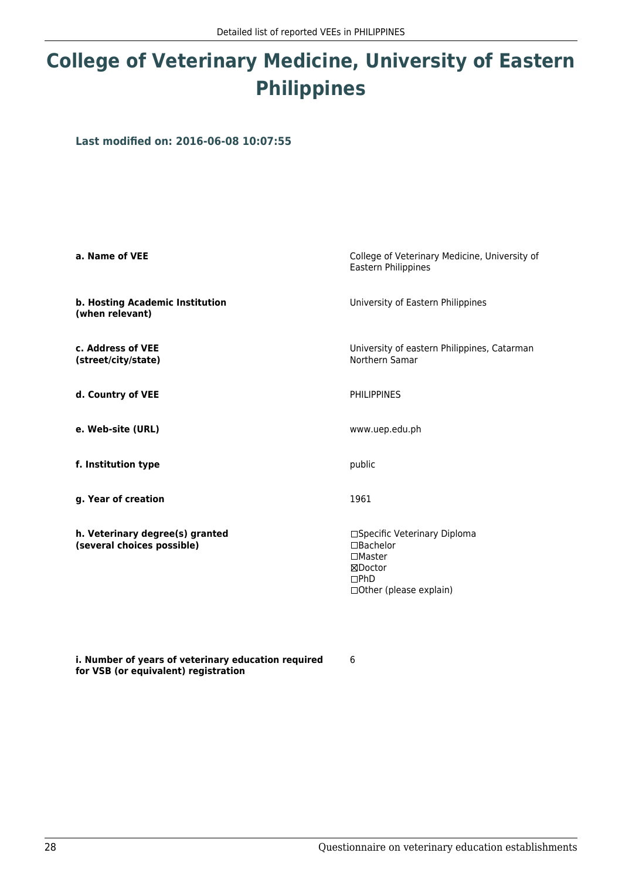# College of Veterinary Medicine, University of Eastern Philippines

**Last modified on: 2016-06-08 10:07:55**

| | |
|---|---|
| **a. Name of VEE** | College of Veterinary Medicine, University of Eastern Philippines |
| **b. Hosting Academic Institution (when relevant)** | University of Eastern Philippines |
| **c. Address of VEE (street/city/state)** | University of eastern Philippines, Catarman Northern Samar |
| **d. Country of VEE** | PHILIPPINES |
| **e. Web-site (URL)** | www.uep.edu.ph |
| **f. Institution type** | public |
| **g. Year of creation** | 1961 |
| **h. Veterinary degree(s) granted (several choices possible)** | ☐Specific Veterinary Diploma<br>☐Bachelor<br>☐Master<br>☒Doctor<br>☐PhD<br>☐Other (please explain) |
| **i. Number of years of veterinary education required for VSB (or equivalent) registration** | 6 |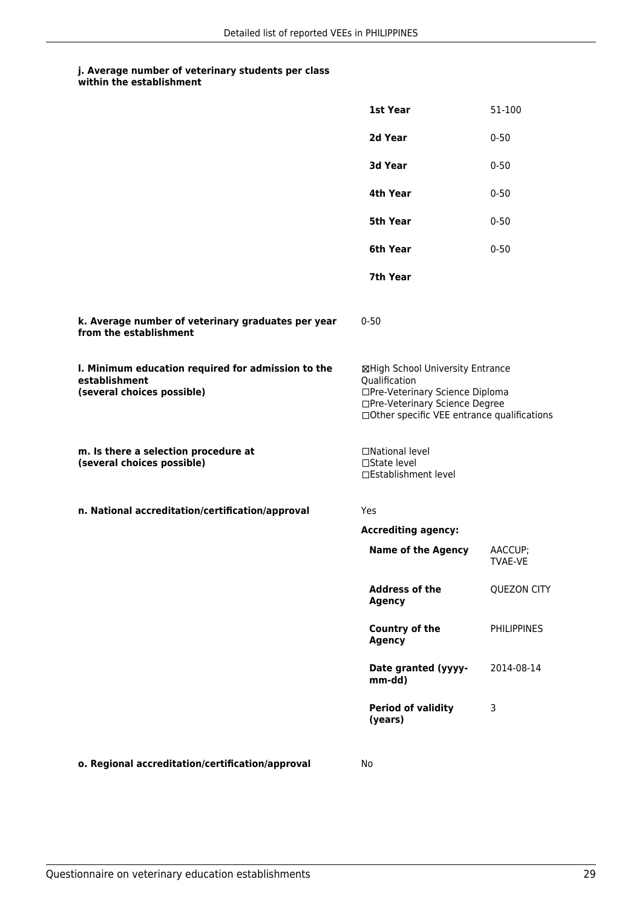**j. Average number of veterinary students per class within the establishment**

| | |
|---|---|
| **1st Year** | 51-100 |
| **2d Year** | 0-50 |
| **3d Year** | 0-50 |
| **4th Year** | 0-50 |
| **5th Year** | 0-50 |
| **6th Year** | 0-50 |
| **7th Year** | |

**k. Average number of veterinary graduates per year from the establishment**

0-50

**l. Minimum education required for admission to the establishment (several choices possible)**

☒High School University Entrance Qualification
☐Pre-Veterinary Science Diploma
☐Pre-Veterinary Science Degree
☐Other specific VEE entrance qualifications

**m. Is there a selection procedure at (several choices possible)**

☐National level
☐State level
☐Establishment level

**n. National accreditation/certification/approval**

Yes

**Accrediting agency:**

| | |
|---|---|
| **Name of the Agency** | AACCUP; TVAE-VE |
| **Address of the Agency** | QUEZON CITY |
| **Country of the Agency** | PHILIPPINES |
| **Date granted (yyyy-mm-dd)** | 2014-08-14 |
| **Period of validity (years)** | 3 |

**o. Regional accreditation/certification/approval**

No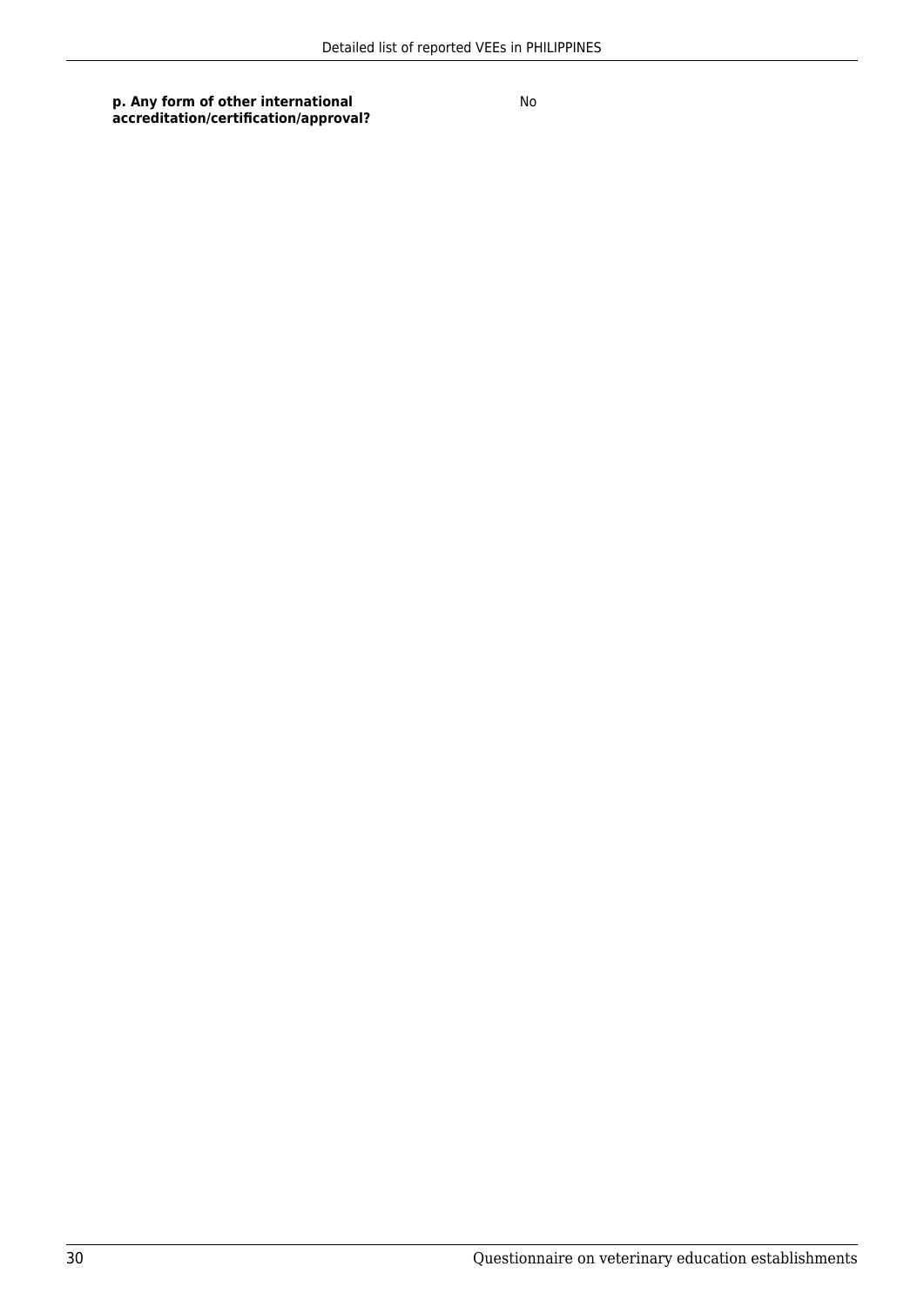| **p. Any form of other international accreditation/certification/approval?** | No |
| --- | --- |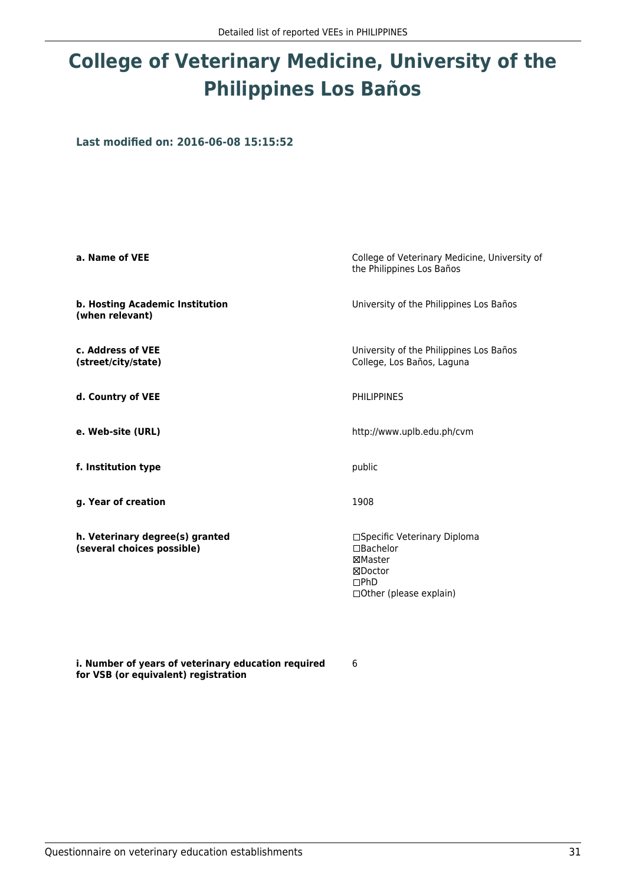# College of Veterinary Medicine, University of the Philippines Los Baños

**Last modified on: 2016-06-08 15:15:52**

| | |
|---|---|
| **a. Name of VEE** | College of Veterinary Medicine, University of the Philippines Los Baños |
| **b. Hosting Academic Institution (when relevant)** | University of the Philippines Los Baños |
| **c. Address of VEE (street/city/state)** | University of the Philippines Los Baños College, Los Baños, Laguna |
| **d. Country of VEE** | PHILIPPINES |
| **e. Web-site (URL)** | http://www.uplb.edu.ph/cvm |
| **f. Institution type** | public |
| **g. Year of creation** | 1908 |
| **h. Veterinary degree(s) granted (several choices possible)** | ☐Specific Veterinary Diploma<br>☐Bachelor<br>☒Master<br>☒Doctor<br>☐PhD<br>☐Other (please explain) |
| **i. Number of years of veterinary education required for VSB (or equivalent) registration** | 6 |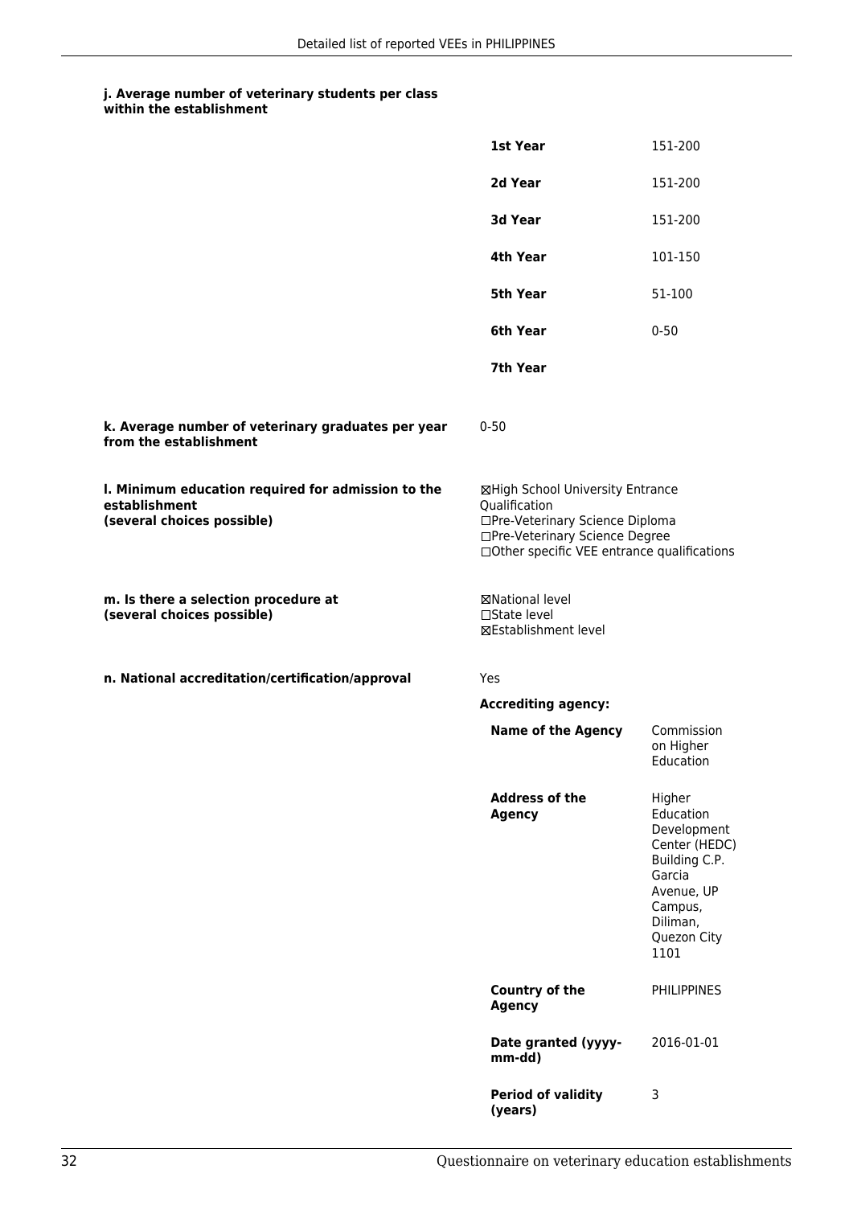**j. Average number of veterinary students per class within the establishment**

| | |
|---|---|
| **1st Year** | 151-200 |
| **2d Year** | 151-200 |
| **3d Year** | 151-200 |
| **4th Year** | 101-150 |
| **5th Year** | 51-100 |
| **6th Year** | 0-50 |
| **7th Year** | |

**k. Average number of veterinary graduates per year from the establishment**

0-50

**l. Minimum education required for admission to the establishment (several choices possible)**

☒High School University Entrance Qualification
☐Pre-Veterinary Science Diploma
☐Pre-Veterinary Science Degree
☐Other specific VEE entrance qualifications

**m. Is there a selection procedure at (several choices possible)**

☒National level
☐State level
☒Establishment level

**n. National accreditation/certification/approval**

Yes

**Accrediting agency:**

| | |
|---|---|
| **Name of the Agency** | Commission on Higher Education |
| **Address of the Agency** | Higher Education Development Center (HEDC) Building C.P. Garcia Avenue, UP Campus, Diliman, Quezon City 1101 |
| **Country of the Agency** | PHILIPPINES |
| **Date granted (yyyy-mm-dd)** | 2016-01-01 |
| **Period of validity (years)** | 3 |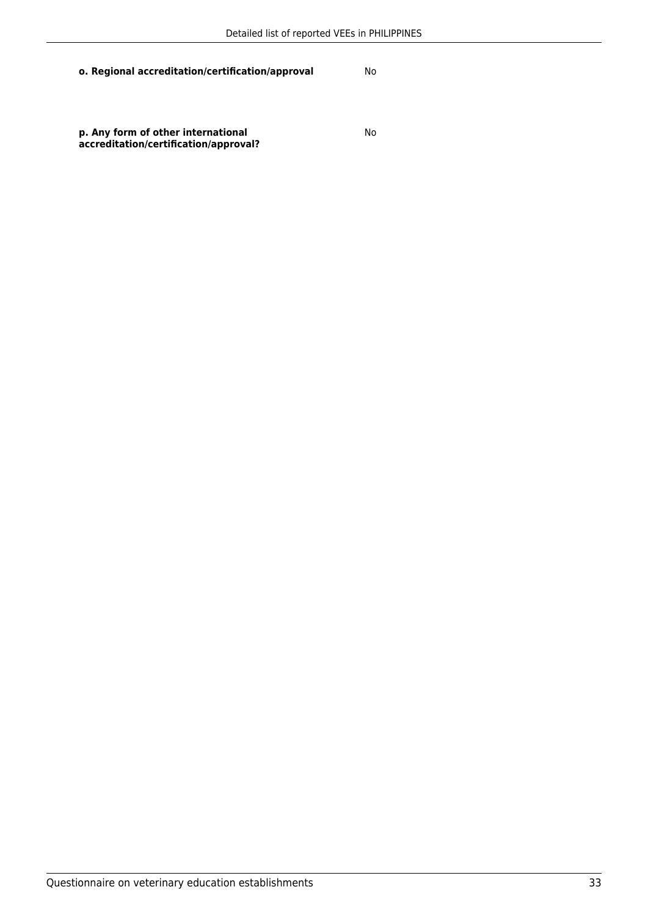| | |
|---|---|
| **o. Regional accreditation/certification/approval** | No |
| **p. Any form of other international accreditation/certification/approval?** | No |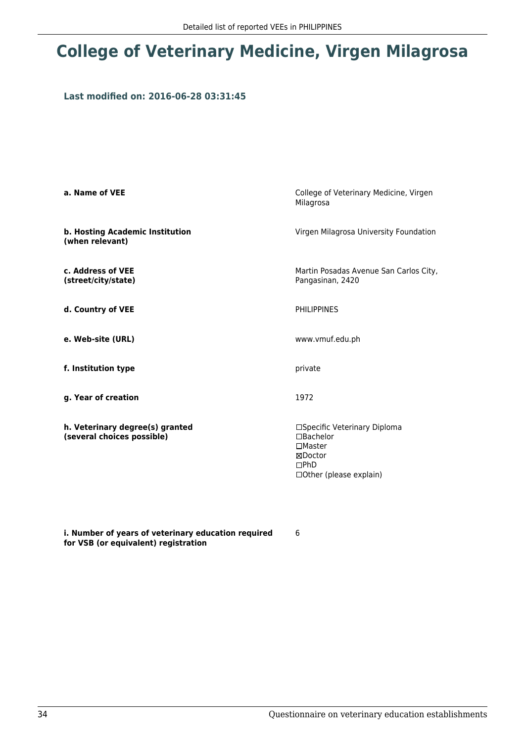# College of Veterinary Medicine, Virgen Milagrosa

**Last modified on: 2016-06-28 03:31:45**

| | |
|---|---|
| **a. Name of VEE** | College of Veterinary Medicine, Virgen Milagrosa |
| **b. Hosting Academic Institution (when relevant)** | Virgen Milagrosa University Foundation |
| **c. Address of VEE (street/city/state)** | Martin Posadas Avenue San Carlos City, Pangasinan, 2420 |
| **d. Country of VEE** | PHILIPPINES |
| **e. Web-site (URL)** | www.vmuf.edu.ph |
| **f. Institution type** | private |
| **g. Year of creation** | 1972 |
| **h. Veterinary degree(s) granted (several choices possible)** | ☐Specific Veterinary Diploma<br>☐Bachelor<br>☐Master<br>☒Doctor<br>☐PhD<br>☐Other (please explain) |
| **i. Number of years of veterinary education required for VSB (or equivalent) registration** | 6 |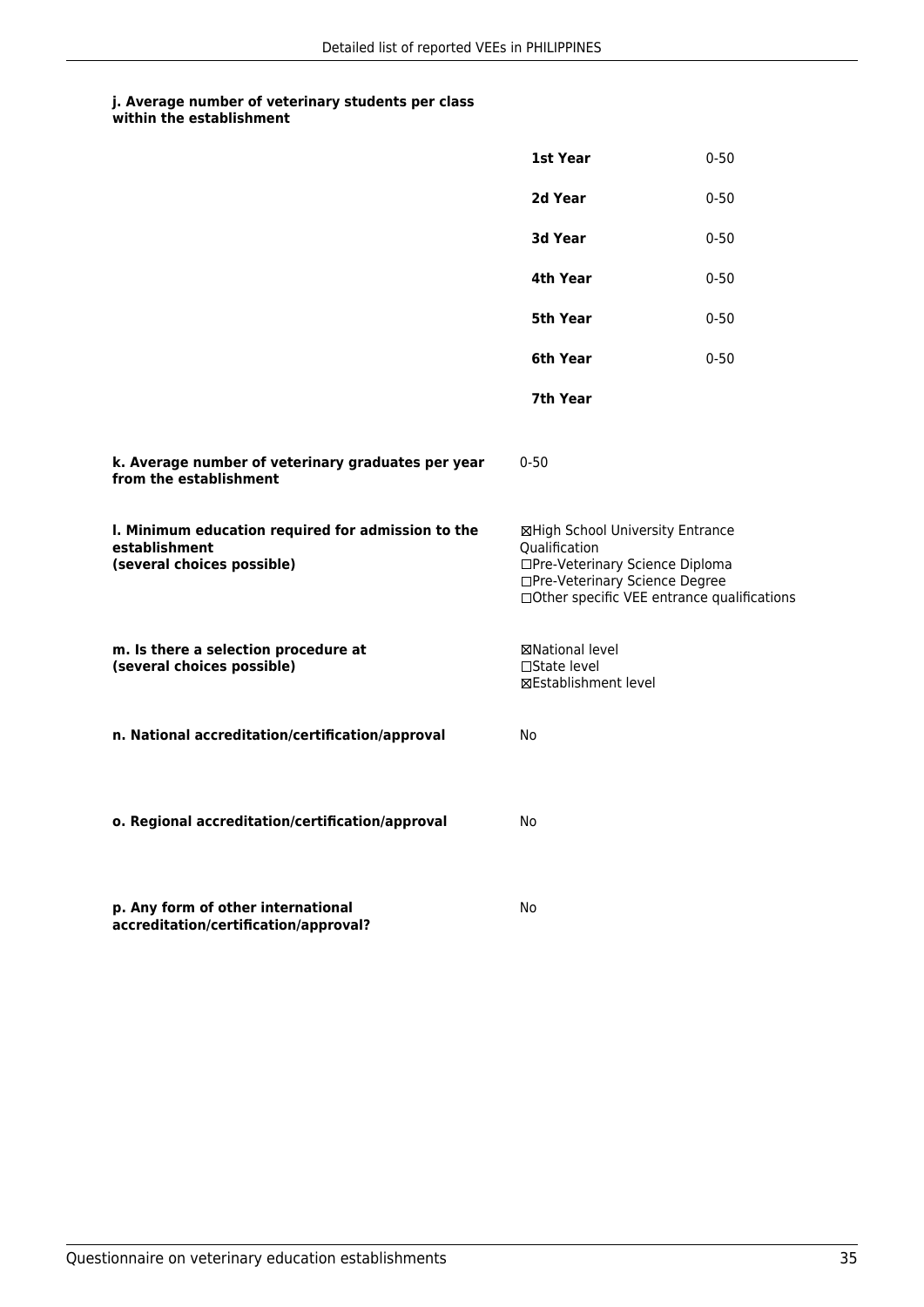**j. Average number of veterinary students per class within the establishment**

| | |
|---|---|
| **1st Year** | 0-50 |
| **2d Year** | 0-50 |
| **3d Year** | 0-50 |
| **4th Year** | 0-50 |
| **5th Year** | 0-50 |
| **6th Year** | 0-50 |
| **7th Year** | |

**k. Average number of veterinary graduates per year from the establishment**

0-50

**l. Minimum education required for admission to the establishment (several choices possible)**

☒High School University Entrance Qualification
☐Pre-Veterinary Science Diploma
☐Pre-Veterinary Science Degree
☐Other specific VEE entrance qualifications

**m. Is there a selection procedure at (several choices possible)**

☒National level
☐State level
☒Establishment level

**n. National accreditation/certification/approval**

No

**o. Regional accreditation/certification/approval**

No

**p. Any form of other international accreditation/certification/approval?**

No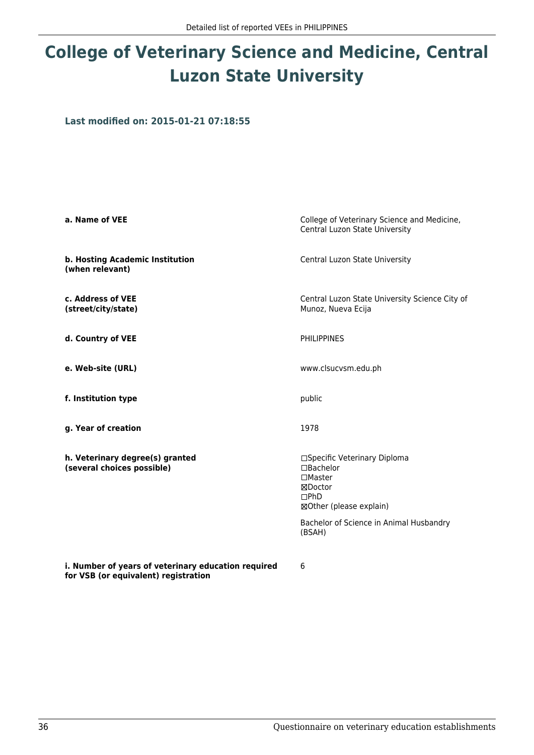# College of Veterinary Science and Medicine, Central Luzon State University

**Last modified on: 2015-01-21 07:18:55**

| | |
|---|---|
| **a. Name of VEE** | College of Veterinary Science and Medicine, Central Luzon State University |
| **b. Hosting Academic Institution (when relevant)** | Central Luzon State University |
| **c. Address of VEE (street/city/state)** | Central Luzon State University Science City of Munoz, Nueva Ecija |
| **d. Country of VEE** | PHILIPPINES |
| **e. Web-site (URL)** | www.clsucvsm.edu.ph |
| **f. Institution type** | public |
| **g. Year of creation** | 1978 |
| **h. Veterinary degree(s) granted (several choices possible)** | ☐Specific Veterinary Diploma<br>☐Bachelor<br>☐Master<br>☒Doctor<br>☐PhD<br>☒Other (please explain)<br><br>Bachelor of Science in Animal Husbandry (BSAH) |
| **i. Number of years of veterinary education required for VSB (or equivalent) registration** | 6 |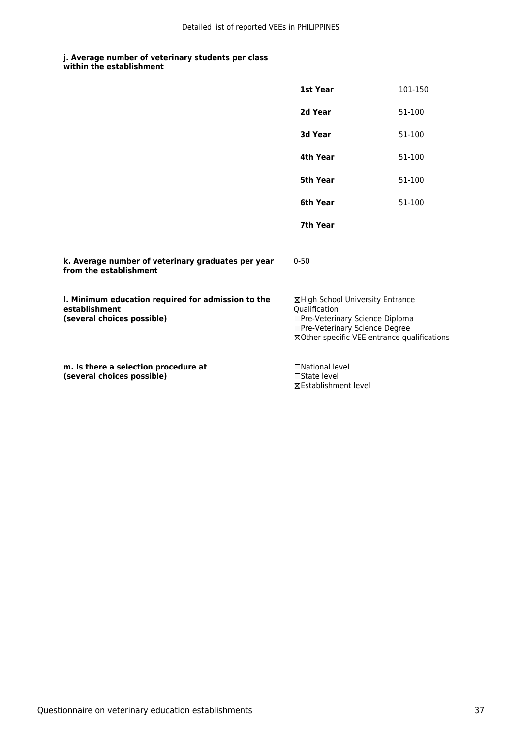**j. Average number of veterinary students per class within the establishment**

| | |
|---|---|
| **1st Year** | 101-150 |
| **2d Year** | 51-100 |
| **3d Year** | 51-100 |
| **4th Year** | 51-100 |
| **5th Year** | 51-100 |
| **6th Year** | 51-100 |
| **7th Year** | |

**k. Average number of veterinary graduates per year from the establishment**

0-50

**l. Minimum education required for admission to the establishment (several choices possible)**

☒High School University Entrance Qualification
☐Pre-Veterinary Science Diploma
☐Pre-Veterinary Science Degree
☒Other specific VEE entrance qualifications

**m. Is there a selection procedure at (several choices possible)**

☐National level
☐State level
☒Establishment level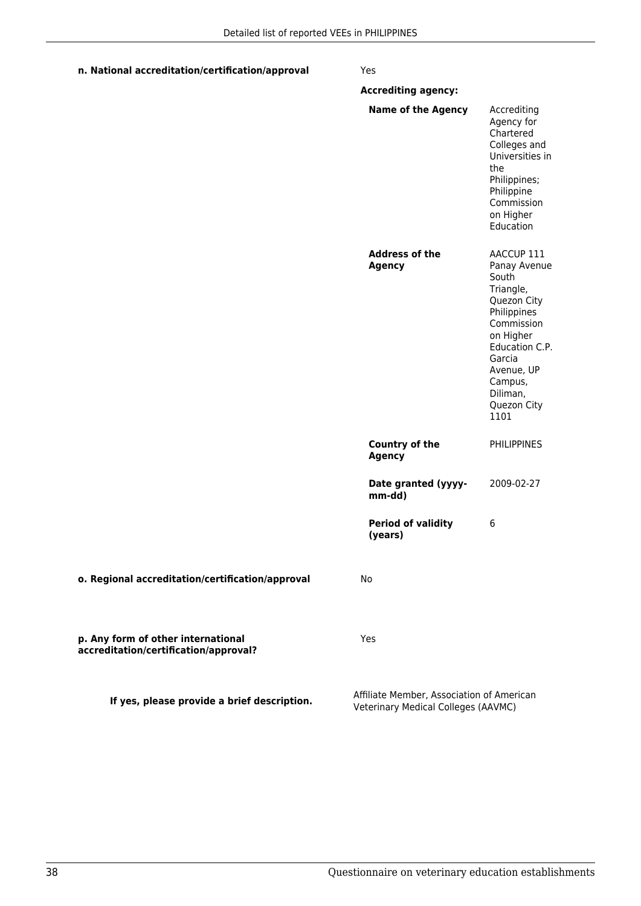**n. National accreditation/certification/approval** Yes

**Accrediting agency:**

| | |
|---|---|
| **Name of the Agency** | Accrediting Agency for Chartered Colleges and Universities in the Philippines; Philippine Commission on Higher Education |
| **Address of the Agency** | AACCUP 111 Panay Avenue South Triangle, Quezon City Philippines Commission on Higher Education C.P. Garcia Avenue, UP Campus, Diliman, Quezon City 1101 |
| **Country of the Agency** | PHILIPPINES |
| **Date granted (yyyy-mm-dd)** | 2009-02-27 |
| **Period of validity (years)** | 6 |

**o. Regional accreditation/certification/approval** No

**p. Any form of other international accreditation/certification/approval?** Yes

**If yes, please provide a brief description.** Affiliate Member, Association of American Veterinary Medical Colleges (AAVMC)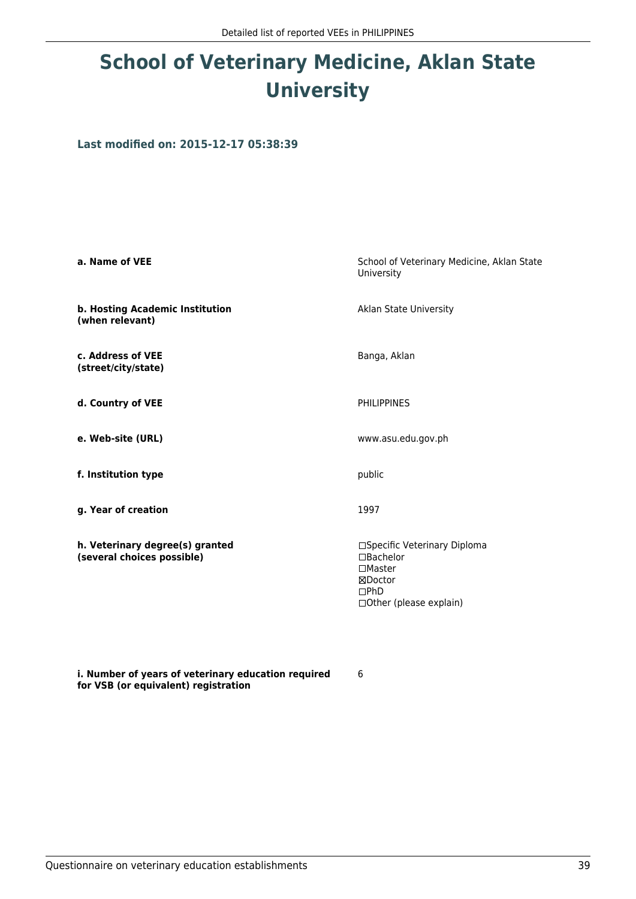# School of Veterinary Medicine, Aklan State University

### Last modified on: 2015-12-17 05:38:39

| | |
|---|---|
| **a. Name of VEE** | School of Veterinary Medicine, Aklan State University |
| **b. Hosting Academic Institution (when relevant)** | Aklan State University |
| **c. Address of VEE (street/city/state)** | Banga, Aklan |
| **d. Country of VEE** | PHILIPPINES |
| **e. Web-site (URL)** | www.asu.edu.gov.ph |
| **f. Institution type** | public |
| **g. Year of creation** | 1997 |
| **h. Veterinary degree(s) granted (several choices possible)** | ☐Specific Veterinary Diploma<br>☐Bachelor<br>☐Master<br>☒Doctor<br>☐PhD<br>☐Other (please explain) |
| **i. Number of years of veterinary education required for VSB (or equivalent) registration** | 6 |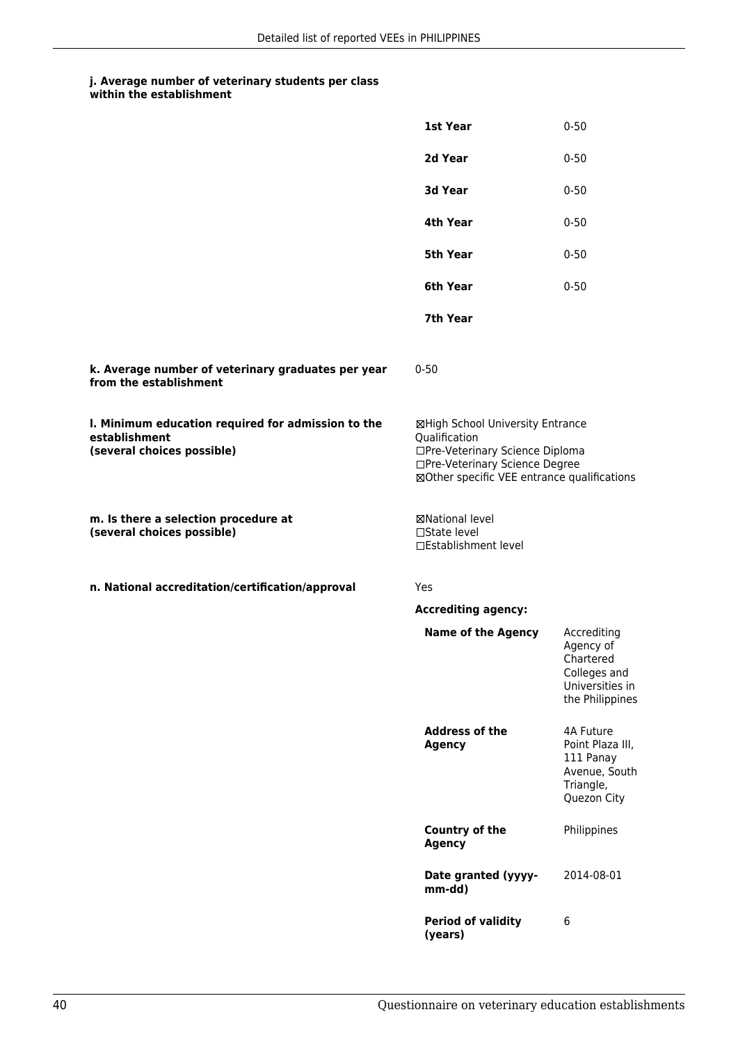**j. Average number of veterinary students per class within the establishment**

| | |
|---|---|
| **1st Year** | 0-50 |
| **2d Year** | 0-50 |
| **3d Year** | 0-50 |
| **4th Year** | 0-50 |
| **5th Year** | 0-50 |
| **6th Year** | 0-50 |
| **7th Year** | |

**k. Average number of veterinary graduates per year from the establishment**

0-50

**l. Minimum education required for admission to the establishment (several choices possible)**

☒High School University Entrance Qualification
☐Pre-Veterinary Science Diploma
☐Pre-Veterinary Science Degree
☒Other specific VEE entrance qualifications

**m. Is there a selection procedure at (several choices possible)**

☒National level
☐State level
☐Establishment level

**n. National accreditation/certification/approval**

Yes

**Accrediting agency:**

| | |
|---|---|
| **Name of the Agency** | Accrediting Agency of Chartered Colleges and Universities in the Philippines |
| **Address of the Agency** | 4A Future Point Plaza III, 111 Panay Avenue, South Triangle, Quezon City |
| **Country of the Agency** | Philippines |
| **Date granted (yyyy-mm-dd)** | 2014-08-01 |
| **Period of validity (years)** | 6 |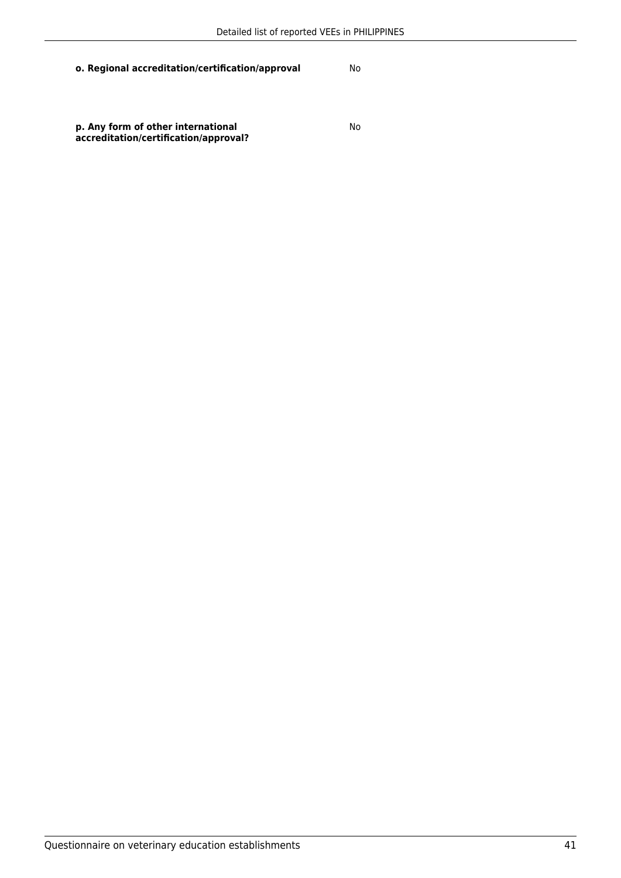**o. Regional accreditation/certification/approval** No

**p. Any form of other international accreditation/certification/approval?** No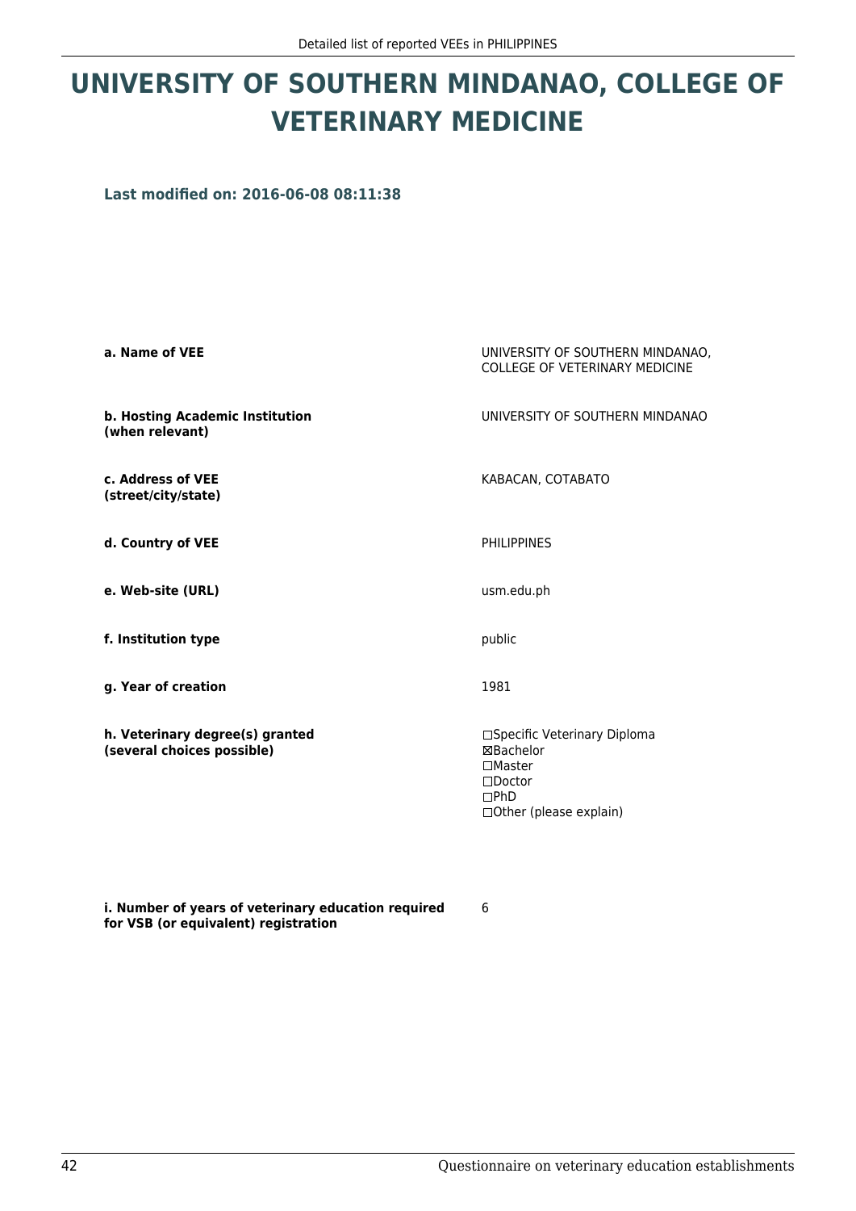# UNIVERSITY OF SOUTHERN MINDANAO, COLLEGE OF VETERINARY MEDICINE

**Last modified on: 2016-06-08 08:11:38**

| | |
|---|---|
| **a. Name of VEE** | UNIVERSITY OF SOUTHERN MINDANAO, COLLEGE OF VETERINARY MEDICINE |
| **b. Hosting Academic Institution (when relevant)** | UNIVERSITY OF SOUTHERN MINDANAO |
| **c. Address of VEE (street/city/state)** | KABACAN, COTABATO |
| **d. Country of VEE** | PHILIPPINES |
| **e. Web-site (URL)** | usm.edu.ph |
| **f. Institution type** | public |
| **g. Year of creation** | 1981 |
| **h. Veterinary degree(s) granted (several choices possible)** | ☐Specific Veterinary Diploma<br>☒Bachelor<br>☐Master<br>☐Doctor<br>☐PhD<br>☐Other (please explain) |
| **i. Number of years of veterinary education required for VSB (or equivalent) registration** | 6 |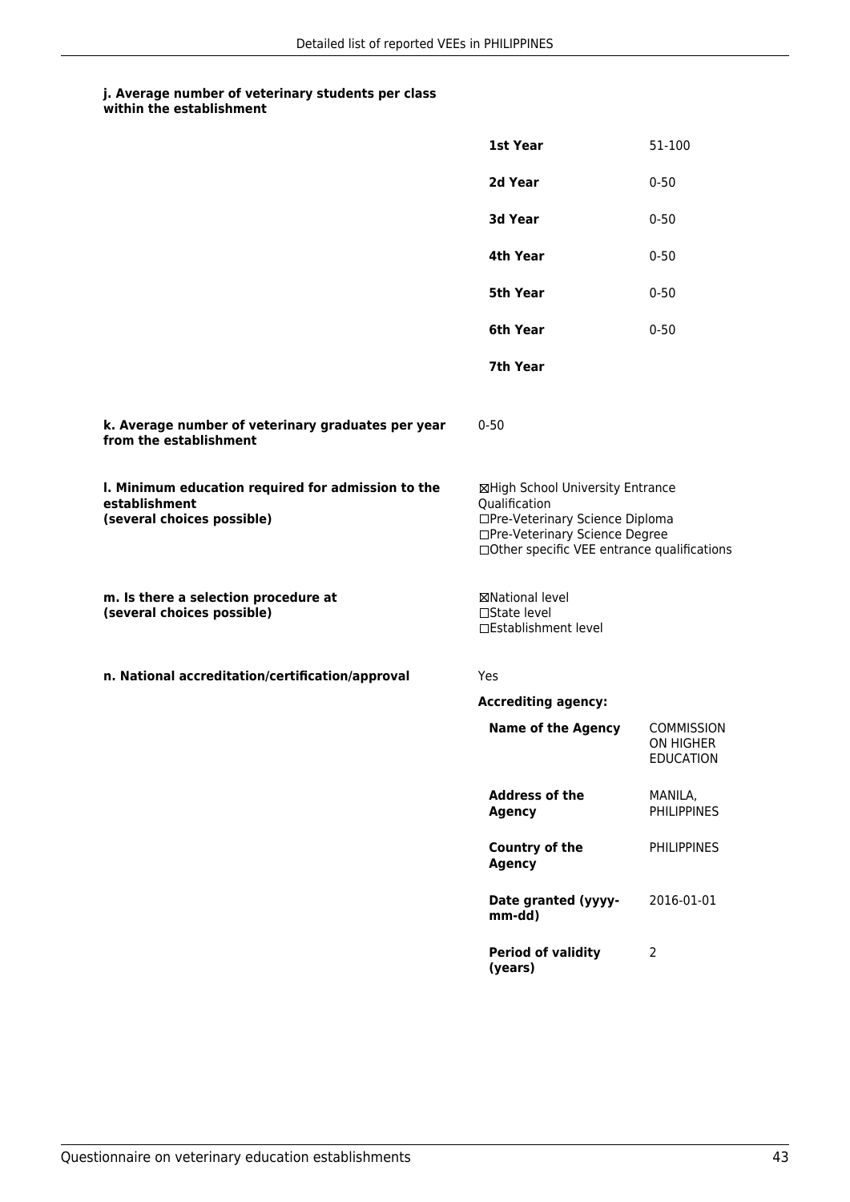**j. Average number of veterinary students per class within the establishment**

| | |
|---|---|
| **1st Year** | 51-100 |
| **2d Year** | 0-50 |
| **3d Year** | 0-50 |
| **4th Year** | 0-50 |
| **5th Year** | 0-50 |
| **6th Year** | 0-50 |
| **7th Year** | |

**k. Average number of veterinary graduates per year from the establishment**

0-50

**l. Minimum education required for admission to the establishment (several choices possible)**

☒High School University Entrance Qualification
☐Pre-Veterinary Science Diploma
☐Pre-Veterinary Science Degree
☐Other specific VEE entrance qualifications

**m. Is there a selection procedure at (several choices possible)**

☒National level
☐State level
☐Establishment level

**n. National accreditation/certification/approval**

Yes

**Accrediting agency:**

| | |
|---|---|
| **Name of the Agency** | COMMISSION ON HIGHER EDUCATION |
| **Address of the Agency** | MANILA, PHILIPPINES |
| **Country of the Agency** | PHILIPPINES |
| **Date granted (yyyy-mm-dd)** | 2016-01-01 |
| **Period of validity (years)** | 2 |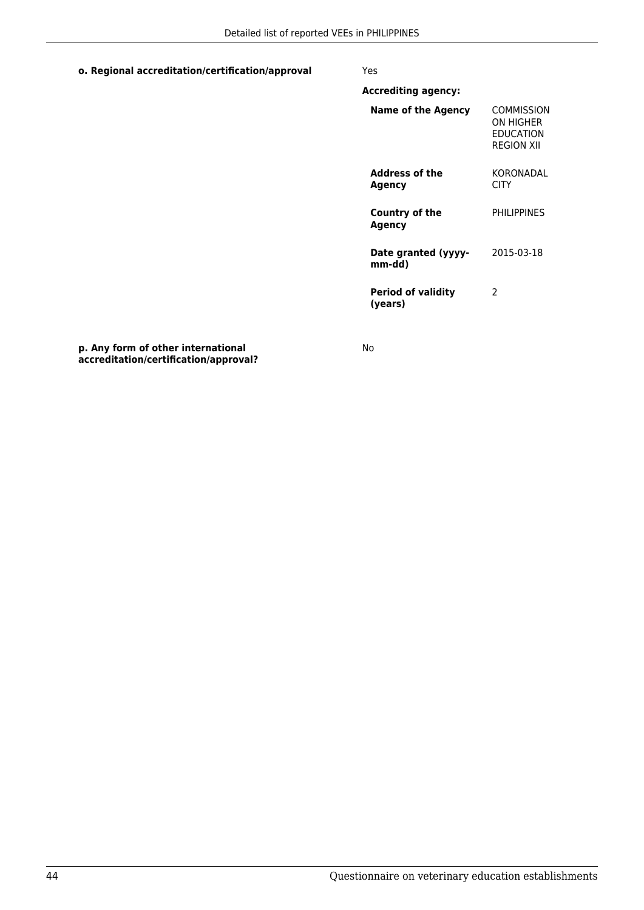**o. Regional accreditation/certification/approval** Yes

**Accrediting agency:**

| | |
|---|---|
| **Name of the Agency** | COMMISSION ON HIGHER EDUCATION REGION XII |
| **Address of the Agency** | KORONADAL CITY |
| **Country of the Agency** | PHILIPPINES |
| **Date granted (yyyy-mm-dd)** | 2015-03-18 |
| **Period of validity (years)** | 2 |

**p. Any form of other international accreditation/certification/approval?** No